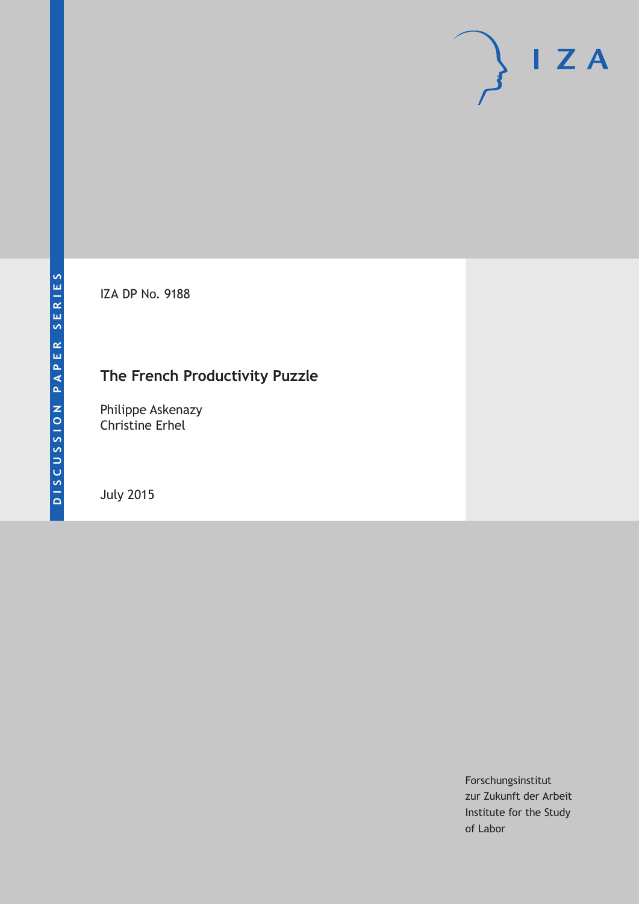DISCUSSION PAPER SERIES

IZA

IZA DP No. 9188

# The French Productivity Puzzle

Philippe Askenazy
Christine Erhel

July 2015

Forschungsinstitut
zur Zukunft der Arbeit
Institute for the Study
of Labor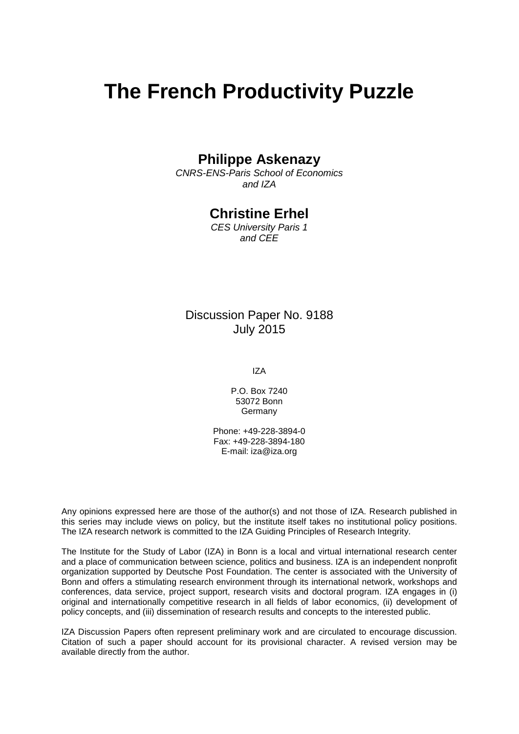# The French Productivity Puzzle

**Philippe Askenazy**
*CNRS-ENS-Paris School of Economics and IZA*

**Christine Erhel**
*CES University Paris 1 and CEE*

Discussion Paper No. 9188
July 2015

IZA

P.O. Box 7240
53072 Bonn
Germany

Phone: +49-228-3894-0
Fax: +49-228-3894-180
E-mail: iza@iza.org

Any opinions expressed here are those of the author(s) and not those of IZA. Research published in this series may include views on policy, but the institute itself takes no institutional policy positions. The IZA research network is committed to the IZA Guiding Principles of Research Integrity.

The Institute for the Study of Labor (IZA) in Bonn is a local and virtual international research center and a place of communication between science, politics and business. IZA is an independent nonprofit organization supported by Deutsche Post Foundation. The center is associated with the University of Bonn and offers a stimulating research environment through its international network, workshops and conferences, data service, project support, research visits and doctoral program. IZA engages in (i) original and internationally competitive research in all fields of labor economics, (ii) development of policy concepts, and (iii) dissemination of research results and concepts to the interested public.

IZA Discussion Papers often represent preliminary work and are circulated to encourage discussion. Citation of such a paper should account for its provisional character. A revised version may be available directly from the author.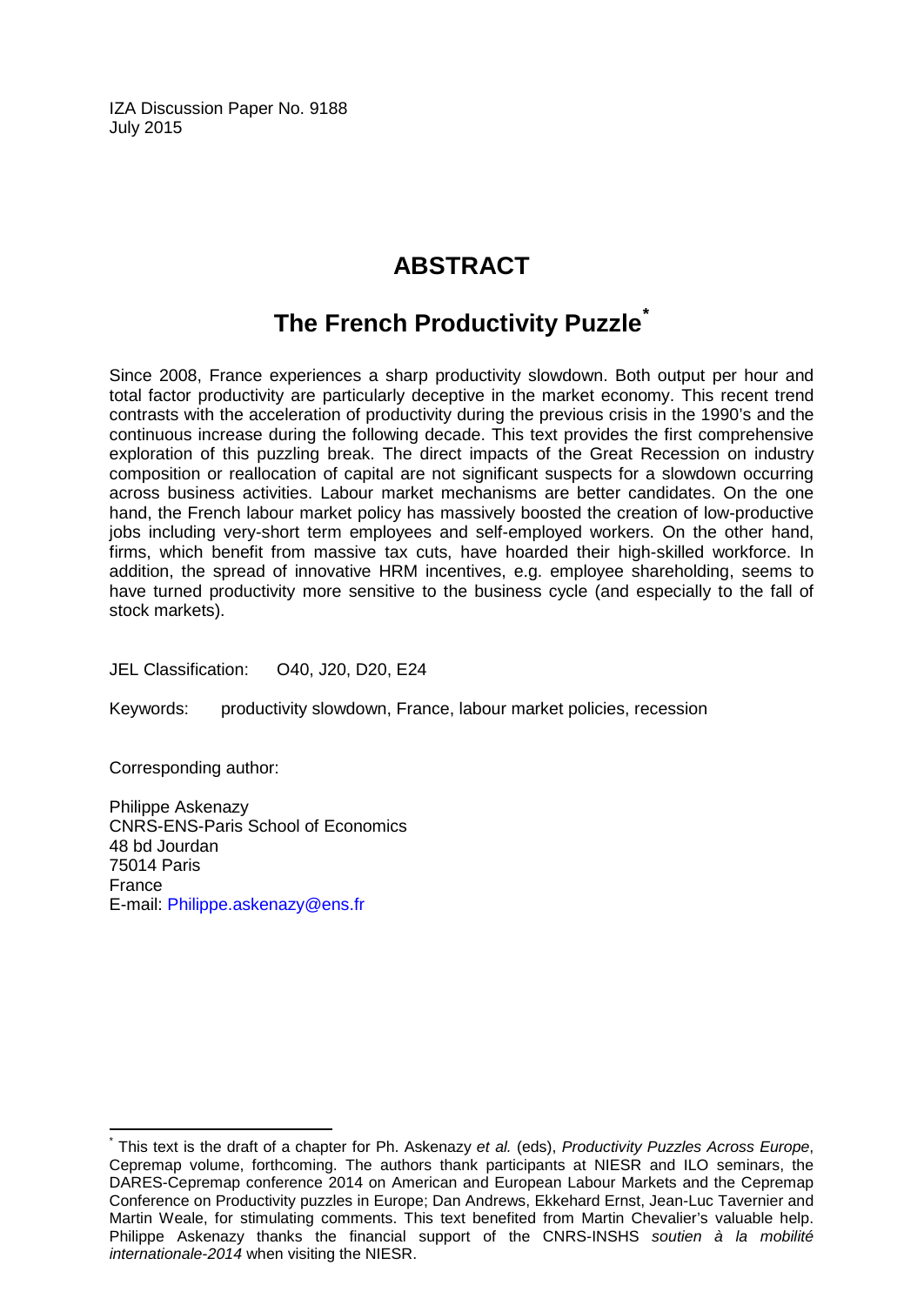IZA Discussion Paper No. 9188
July 2015

# ABSTRACT

## The French Productivity Puzzle[*]

Since 2008, France experiences a sharp productivity slowdown. Both output per hour and total factor productivity are particularly deceptive in the market economy. This recent trend contrasts with the acceleration of productivity during the previous crisis in the 1990's and the continuous increase during the following decade. This text provides the first comprehensive exploration of this puzzling break. The direct impacts of the Great Recession on industry composition or reallocation of capital are not significant suspects for a slowdown occurring across business activities. Labour market mechanisms are better candidates. On the one hand, the French labour market policy has massively boosted the creation of low-productive jobs including very-short term employees and self-employed workers. On the other hand, firms, which benefit from massive tax cuts, have hoarded their high-skilled workforce. In addition, the spread of innovative HRM incentives, e.g. employee shareholding, seems to have turned productivity more sensitive to the business cycle (and especially to the fall of stock markets).

JEL Classification: O40, J20, D20, E24

Keywords: productivity slowdown, France, labour market policies, recession

Corresponding author:

Philippe Askenazy
CNRS-ENS-Paris School of Economics
48 bd Jourdan
75014 Paris
France
E-mail: Philippe.askenazy@ens.fr

[*] This text is the draft of a chapter for Ph. Askenazy *et al.* (eds), *Productivity Puzzles Across Europe*, Cepremap volume, forthcoming. The authors thank participants at NIESR and ILO seminars, the DARES-Cepremap conference 2014 on American and European Labour Markets and the Cepremap Conference on Productivity puzzles in Europe; Dan Andrews, Ekkehard Ernst, Jean-Luc Tavernier and Martin Weale, for stimulating comments. This text benefited from Martin Chevalier's valuable help. Philippe Askenazy thanks the financial support of the CNRS-INSHS *soutien à la mobilité internationale-2014* when visiting the NIESR.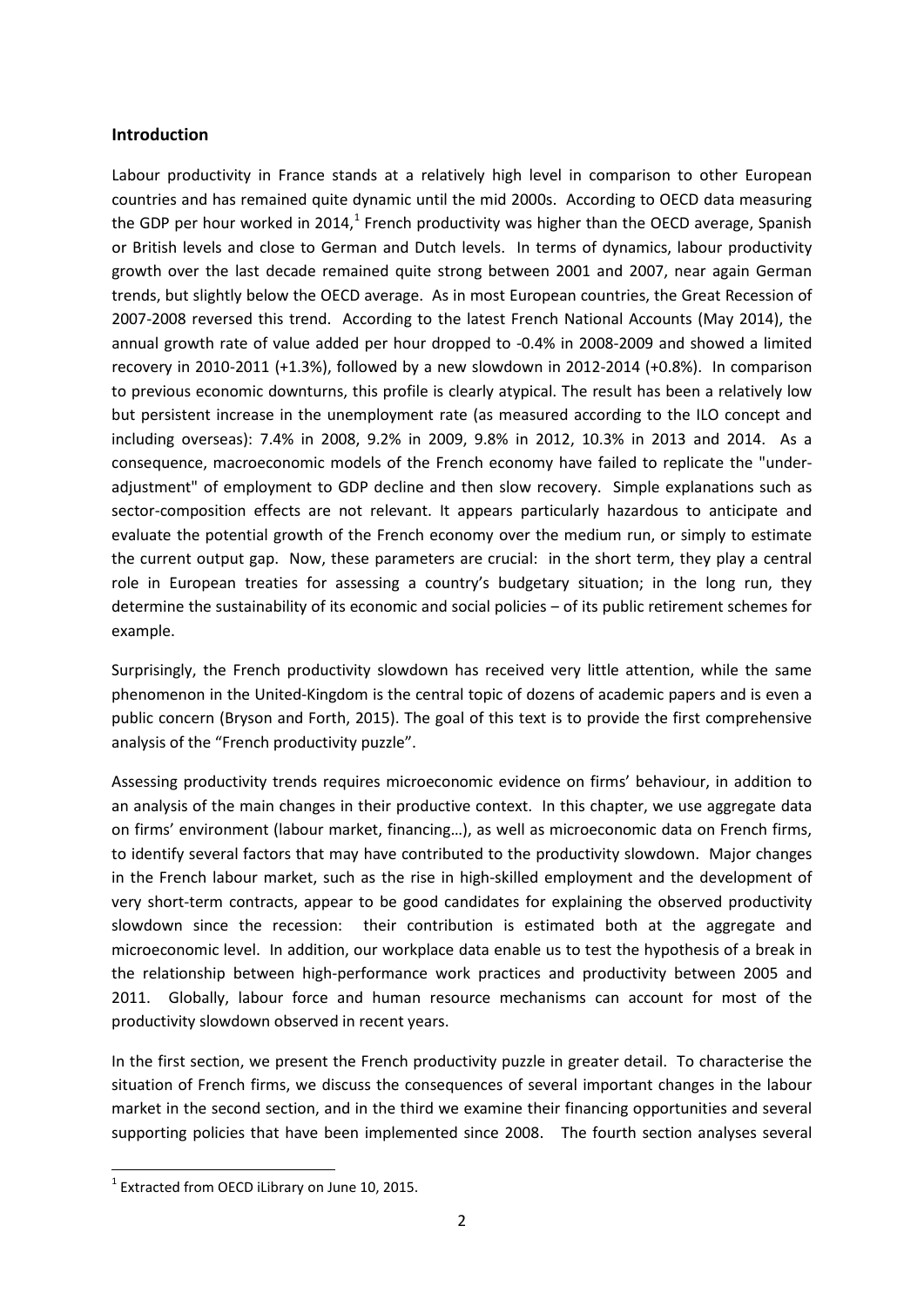## Introduction

Labour productivity in France stands at a relatively high level in comparison to other European countries and has remained quite dynamic until the mid 2000s. According to OECD data measuring the GDP per hour worked in 2014,[1] French productivity was higher than the OECD average, Spanish or British levels and close to German and Dutch levels. In terms of dynamics, labour productivity growth over the last decade remained quite strong between 2001 and 2007, near again German trends, but slightly below the OECD average. As in most European countries, the Great Recession of 2007-2008 reversed this trend. According to the latest French National Accounts (May 2014), the annual growth rate of value added per hour dropped to -0.4% in 2008-2009 and showed a limited recovery in 2010-2011 (+1.3%), followed by a new slowdown in 2012-2014 (+0.8%). In comparison to previous economic downturns, this profile is clearly atypical. The result has been a relatively low but persistent increase in the unemployment rate (as measured according to the ILO concept and including overseas): 7.4% in 2008, 9.2% in 2009, 9.8% in 2012, 10.3% in 2013 and 2014. As a consequence, macroeconomic models of the French economy have failed to replicate the "under-adjustment" of employment to GDP decline and then slow recovery. Simple explanations such as sector-composition effects are not relevant. It appears particularly hazardous to anticipate and evaluate the potential growth of the French economy over the medium run, or simply to estimate the current output gap. Now, these parameters are crucial: in the short term, they play a central role in European treaties for assessing a country's budgetary situation; in the long run, they determine the sustainability of its economic and social policies – of its public retirement schemes for example.

Surprisingly, the French productivity slowdown has received very little attention, while the same phenomenon in the United-Kingdom is the central topic of dozens of academic papers and is even a public concern (Bryson and Forth, 2015). The goal of this text is to provide the first comprehensive analysis of the "French productivity puzzle".

Assessing productivity trends requires microeconomic evidence on firms' behaviour, in addition to an analysis of the main changes in their productive context. In this chapter, we use aggregate data on firms' environment (labour market, financing…), as well as microeconomic data on French firms, to identify several factors that may have contributed to the productivity slowdown. Major changes in the French labour market, such as the rise in high-skilled employment and the development of very short-term contracts, appear to be good candidates for explaining the observed productivity slowdown since the recession: their contribution is estimated both at the aggregate and microeconomic level. In addition, our workplace data enable us to test the hypothesis of a break in the relationship between high-performance work practices and productivity between 2005 and 2011. Globally, labour force and human resource mechanisms can account for most of the productivity slowdown observed in recent years.

In the first section, we present the French productivity puzzle in greater detail. To characterise the situation of French firms, we discuss the consequences of several important changes in the labour market in the second section, and in the third we examine their financing opportunities and several supporting policies that have been implemented since 2008. The fourth section analyses several

[1] Extracted from OECD iLibrary on June 10, 2015.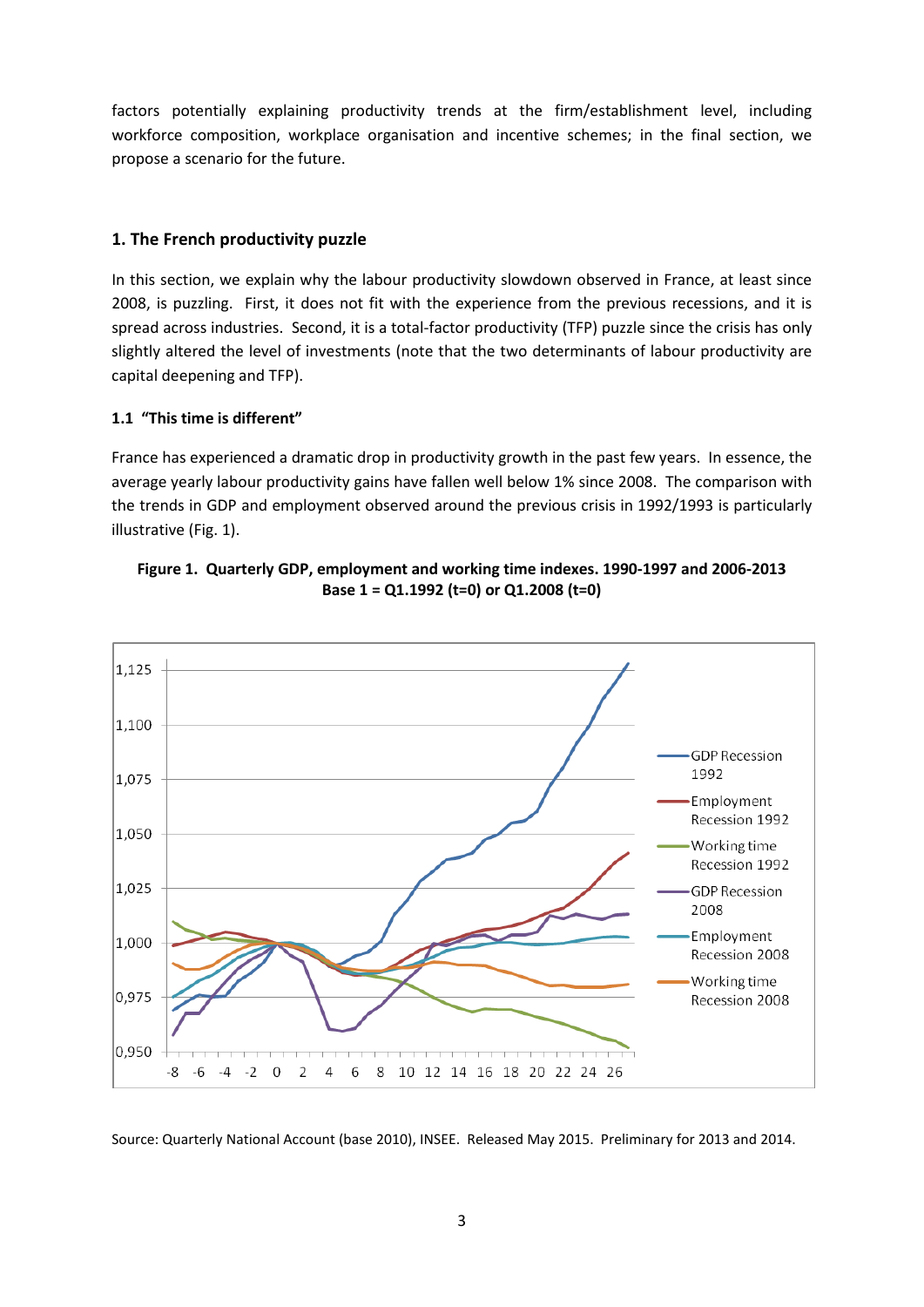factors potentially explaining productivity trends at the firm/establishment level, including workforce composition, workplace organisation and incentive schemes; in the final section, we propose a scenario for the future.

## 1. The French productivity puzzle

In this section, we explain why the labour productivity slowdown observed in France, at least since 2008, is puzzling. First, it does not fit with the experience from the previous recessions, and it is spread across industries. Second, it is a total-factor productivity (TFP) puzzle since the crisis has only slightly altered the level of investments (note that the two determinants of labour productivity are capital deepening and TFP).

### 1.1 "This time is different"

France has experienced a dramatic drop in productivity growth in the past few years. In essence, the average yearly labour productivity gains have fallen well below 1% since 2008. The comparison with the trends in GDP and employment observed around the previous crisis in 1992/1993 is particularly illustrative (Fig. 1).

**Figure 1. Quarterly GDP, employment and working time indexes. 1990-1997 and 2006-2013**
**Base 1 = Q1.1992 (t=0) or Q1.2008 (t=0)**

Source: Quarterly National Account (base 2010), INSEE. Released May 2015. Preliminary for 2013 and 2014.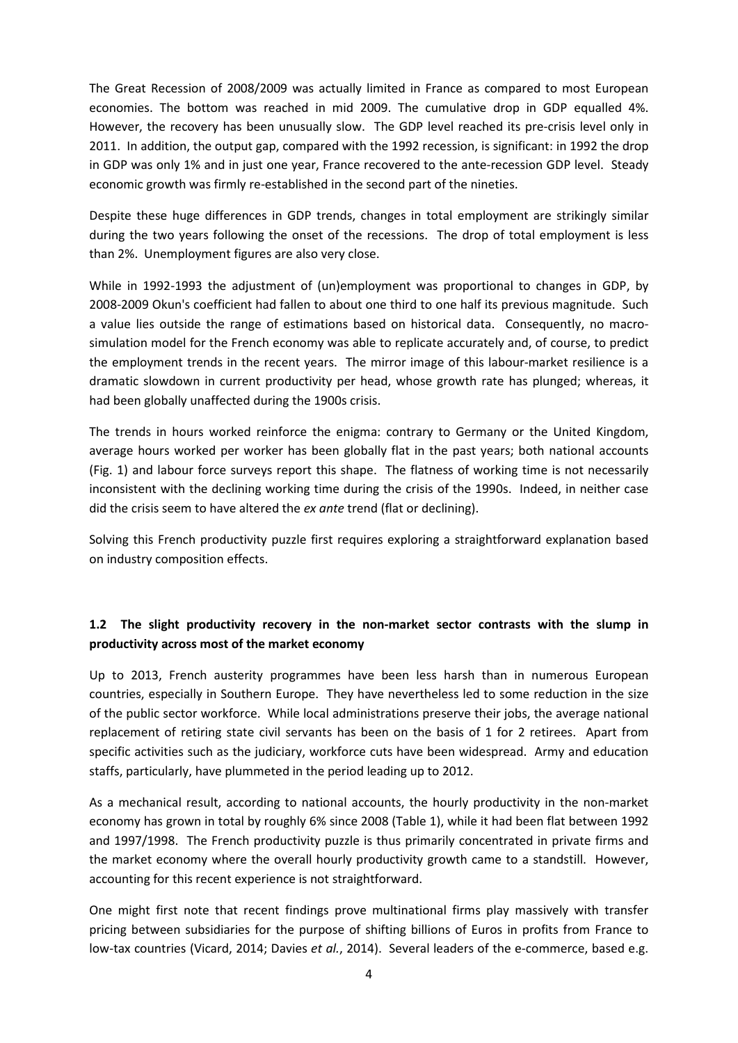The Great Recession of 2008/2009 was actually limited in France as compared to most European economies. The bottom was reached in mid 2009. The cumulative drop in GDP equalled 4%. However, the recovery has been unusually slow. The GDP level reached its pre-crisis level only in 2011. In addition, the output gap, compared with the 1992 recession, is significant: in 1992 the drop in GDP was only 1% and in just one year, France recovered to the ante-recession GDP level. Steady economic growth was firmly re-established in the second part of the nineties.

Despite these huge differences in GDP trends, changes in total employment are strikingly similar during the two years following the onset of the recessions. The drop of total employment is less than 2%. Unemployment figures are also very close.

While in 1992-1993 the adjustment of (un)employment was proportional to changes in GDP, by 2008-2009 Okun's coefficient had fallen to about one third to one half its previous magnitude. Such a value lies outside the range of estimations based on historical data. Consequently, no macro-simulation model for the French economy was able to replicate accurately and, of course, to predict the employment trends in the recent years. The mirror image of this labour-market resilience is a dramatic slowdown in current productivity per head, whose growth rate has plunged; whereas, it had been globally unaffected during the 1900s crisis.

The trends in hours worked reinforce the enigma: contrary to Germany or the United Kingdom, average hours worked per worker has been globally flat in the past years; both national accounts (Fig. 1) and labour force surveys report this shape. The flatness of working time is not necessarily inconsistent with the declining working time during the crisis of the 1990s. Indeed, in neither case did the crisis seem to have altered the *ex ante* trend (flat or declining).

Solving this French productivity puzzle first requires exploring a straightforward explanation based on industry composition effects.

### 1.2 The slight productivity recovery in the non-market sector contrasts with the slump in productivity across most of the market economy

Up to 2013, French austerity programmes have been less harsh than in numerous European countries, especially in Southern Europe. They have nevertheless led to some reduction in the size of the public sector workforce. While local administrations preserve their jobs, the average national replacement of retiring state civil servants has been on the basis of 1 for 2 retirees. Apart from specific activities such as the judiciary, workforce cuts have been widespread. Army and education staffs, particularly, have plummeted in the period leading up to 2012.

As a mechanical result, according to national accounts, the hourly productivity in the non-market economy has grown in total by roughly 6% since 2008 (Table 1), while it had been flat between 1992 and 1997/1998. The French productivity puzzle is thus primarily concentrated in private firms and the market economy where the overall hourly productivity growth came to a standstill. However, accounting for this recent experience is not straightforward.

One might first note that recent findings prove multinational firms play massively with transfer pricing between subsidiaries for the purpose of shifting billions of Euros in profits from France to low-tax countries (Vicard, 2014; Davies *et al.*, 2014). Several leaders of the e-commerce, based e.g.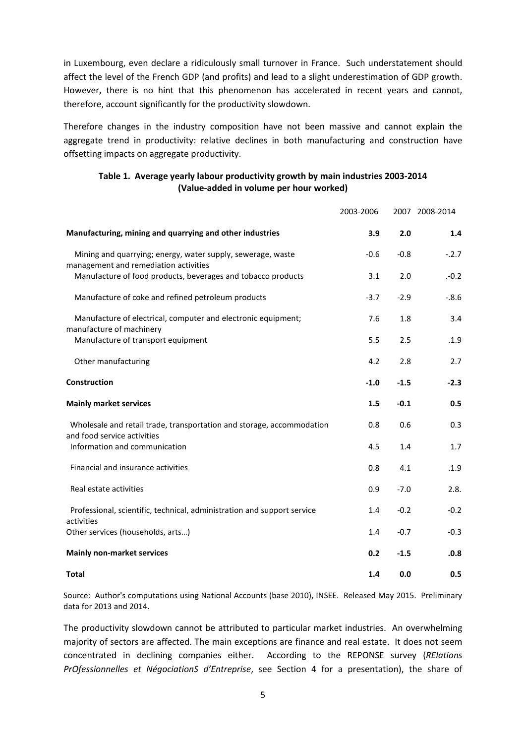in Luxembourg, even declare a ridiculously small turnover in France. Such understatement should affect the level of the French GDP (and profits) and lead to a slight underestimation of GDP growth. However, there is no hint that this phenomenon has accelerated in recent years and cannot, therefore, account significantly for the productivity slowdown.

Therefore changes in the industry composition have not been massive and cannot explain the aggregate trend in productivity: relative declines in both manufacturing and construction have offsetting impacts on aggregate productivity.

**Table 1. Average yearly labour productivity growth by main industries 2003-2014 (Value-added in volume per hour worked)**

| | 2003-2006 | 2007 | 2008-2014 |
|---|---|---|---|
| **Manufacturing, mining and quarrying and other industries** | **3.9** | **2.0** | **1.4** |
| Mining and quarrying; energy, water supply, sewerage, waste management and remediation activities | -0.6 | -0.8 | -.2.7 |
| Manufacture of food products, beverages and tobacco products | 3.1 | 2.0 | .-0.2 |
| Manufacture of coke and refined petroleum products | -3.7 | -2.9 | -.8.6 |
| Manufacture of electrical, computer and electronic equipment; manufacture of machinery | 7.6 | 1.8 | 3.4 |
| Manufacture of transport equipment | 5.5 | 2.5 | .1.9 |
| Other manufacturing | 4.2 | 2.8 | 2.7 |
| **Construction** | **-1.0** | **-1.5** | **-2.3** |
| **Mainly market services** | **1.5** | **-0.1** | **0.5** |
| Wholesale and retail trade, transportation and storage, accommodation and food service activities | 0.8 | 0.6 | 0.3 |
| Information and communication | 4.5 | 1.4 | 1.7 |
| Financial and insurance activities | 0.8 | 4.1 | .1.9 |
| Real estate activities | 0.9 | -7.0 | 2.8. |
| Professional, scientific, technical, administration and support service activities | 1.4 | -0.2 | -0.2 |
| Other services (households, arts…) | 1.4 | -0.7 | -0.3 |
| **Mainly non-market services** | **0.2** | **-1.5** | **.0.8** |
| **Total** | **1.4** | **0.0** | **0.5** |

Source: Author's computations using National Accounts (base 2010), INSEE. Released May 2015. Preliminary data for 2013 and 2014.

The productivity slowdown cannot be attributed to particular market industries. An overwhelming majority of sectors are affected. The main exceptions are finance and real estate. It does not seem concentrated in declining companies either. According to the REPONSE survey (*RElations PrOfessionnelles et NégociationS d'Entreprise*, see Section 4 for a presentation), the share of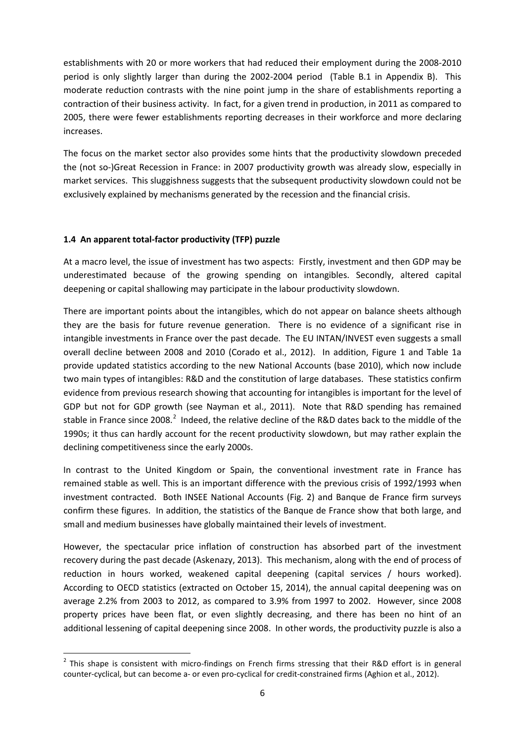establishments with 20 or more workers that had reduced their employment during the 2008-2010 period is only slightly larger than during the 2002-2004 period (Table B.1 in Appendix B). This moderate reduction contrasts with the nine point jump in the share of establishments reporting a contraction of their business activity. In fact, for a given trend in production, in 2011 as compared to 2005, there were fewer establishments reporting decreases in their workforce and more declaring increases.

The focus on the market sector also provides some hints that the productivity slowdown preceded the (not so-)Great Recession in France: in 2007 productivity growth was already slow, especially in market services. This sluggishness suggests that the subsequent productivity slowdown could not be exclusively explained by mechanisms generated by the recession and the financial crisis.

### 1.4 An apparent total-factor productivity (TFP) puzzle

At a macro level, the issue of investment has two aspects: Firstly, investment and then GDP may be underestimated because of the growing spending on intangibles. Secondly, altered capital deepening or capital shallowing may participate in the labour productivity slowdown.

There are important points about the intangibles, which do not appear on balance sheets although they are the basis for future revenue generation. There is no evidence of a significant rise in intangible investments in France over the past decade. The EU INTAN/INVEST even suggests a small overall decline between 2008 and 2010 (Corado et al., 2012). In addition, Figure 1 and Table 1a provide updated statistics according to the new National Accounts (base 2010), which now include two main types of intangibles: R&D and the constitution of large databases. These statistics confirm evidence from previous research showing that accounting for intangibles is important for the level of GDP but not for GDP growth (see Nayman et al., 2011). Note that R&D spending has remained stable in France since 2008.[2] Indeed, the relative decline of the R&D dates back to the middle of the 1990s; it thus can hardly account for the recent productivity slowdown, but may rather explain the declining competitiveness since the early 2000s.

In contrast to the United Kingdom or Spain, the conventional investment rate in France has remained stable as well. This is an important difference with the previous crisis of 1992/1993 when investment contracted. Both INSEE National Accounts (Fig. 2) and Banque de France firm surveys confirm these figures. In addition, the statistics of the Banque de France show that both large, and small and medium businesses have globally maintained their levels of investment.

However, the spectacular price inflation of construction has absorbed part of the investment recovery during the past decade (Askenazy, 2013). This mechanism, along with the end of process of reduction in hours worked, weakened capital deepening (capital services / hours worked). According to OECD statistics (extracted on October 15, 2014), the annual capital deepening was on average 2.2% from 2003 to 2012, as compared to 3.9% from 1997 to 2002. However, since 2008 property prices have been flat, or even slightly decreasing, and there has been no hint of an additional lessening of capital deepening since 2008. In other words, the productivity puzzle is also a

[2] This shape is consistent with micro-findings on French firms stressing that their R&D effort is in general counter-cyclical, but can become a- or even pro-cyclical for credit-constrained firms (Aghion et al., 2012).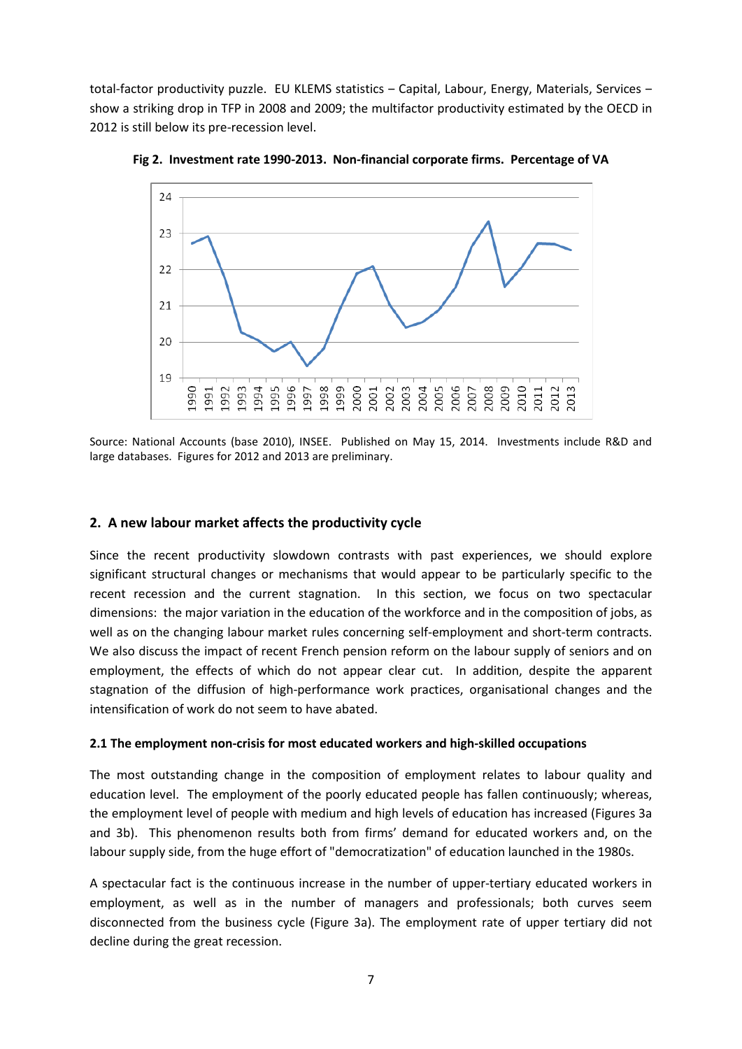total-factor productivity puzzle. EU KLEMS statistics – Capital, Labour, Energy, Materials, Services – show a striking drop in TFP in 2008 and 2009; the multifactor productivity estimated by the OECD in 2012 is still below its pre-recession level.

**Fig 2. Investment rate 1990-2013. Non-financial corporate firms. Percentage of VA**

Source: National Accounts (base 2010), INSEE. Published on May 15, 2014. Investments include R&D and large databases. Figures for 2012 and 2013 are preliminary.

## 2. A new labour market affects the productivity cycle

Since the recent productivity slowdown contrasts with past experiences, we should explore significant structural changes or mechanisms that would appear to be particularly specific to the recent recession and the current stagnation. In this section, we focus on two spectacular dimensions: the major variation in the education of the workforce and in the composition of jobs, as well as on the changing labour market rules concerning self-employment and short-term contracts. We also discuss the impact of recent French pension reform on the labour supply of seniors and on employment, the effects of which do not appear clear cut. In addition, despite the apparent stagnation of the diffusion of high-performance work practices, organisational changes and the intensification of work do not seem to have abated.

### 2.1 The employment non-crisis for most educated workers and high-skilled occupations

The most outstanding change in the composition of employment relates to labour quality and education level. The employment of the poorly educated people has fallen continuously; whereas, the employment level of people with medium and high levels of education has increased (Figures 3a and 3b). This phenomenon results both from firms' demand for educated workers and, on the labour supply side, from the huge effort of "democratization" of education launched in the 1980s.

A spectacular fact is the continuous increase in the number of upper-tertiary educated workers in employment, as well as in the number of managers and professionals; both curves seem disconnected from the business cycle (Figure 3a). The employment rate of upper tertiary did not decline during the great recession.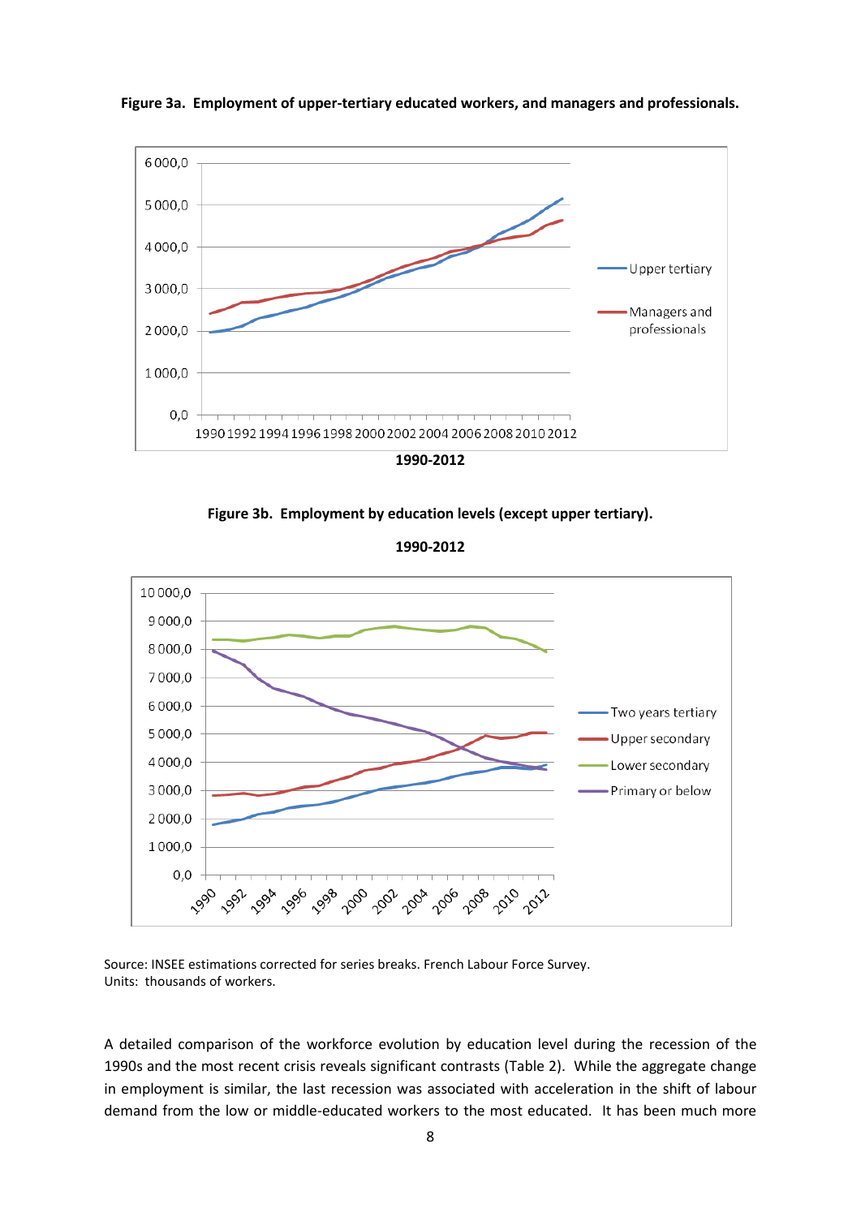**Figure 3a. Employment of upper-tertiary educated workers, and managers and professionals.**

1990-2012

**Figure 3b. Employment by education levels (except upper tertiary).**

1990-2012

Source: INSEE estimations corrected for series breaks. French Labour Force Survey.
Units: thousands of workers.

A detailed comparison of the workforce evolution by education level during the recession of the 1990s and the most recent crisis reveals significant contrasts (Table 2). While the aggregate change in employment is similar, the last recession was associated with acceleration in the shift of labour demand from the low or middle-educated workers to the most educated. It has been much more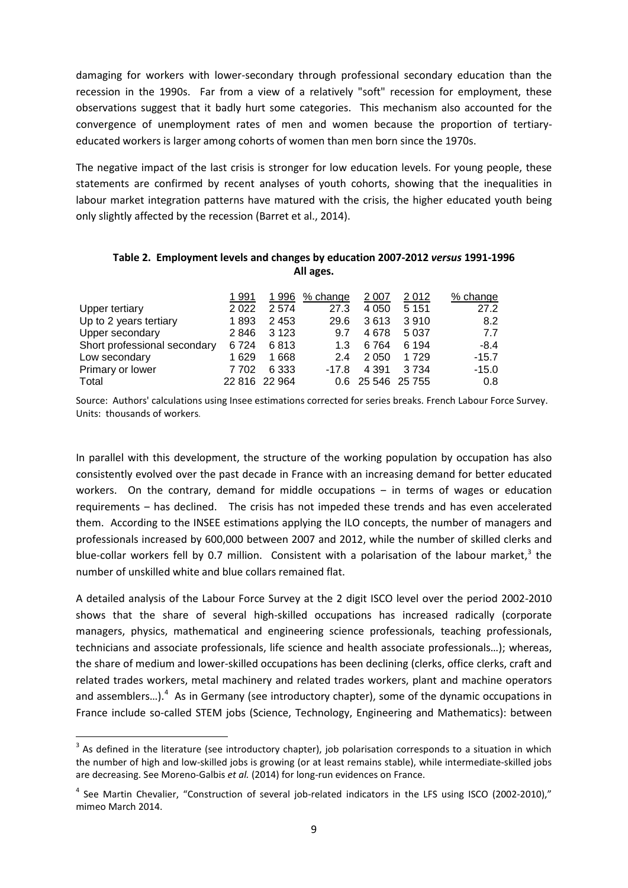damaging for workers with lower-secondary through professional secondary education than the recession in the 1990s. Far from a view of a relatively "soft" recession for employment, these observations suggest that it badly hurt some categories. This mechanism also accounted for the convergence of unemployment rates of men and women because the proportion of tertiary-educated workers is larger among cohorts of women than men born since the 1970s.

The negative impact of the last crisis is stronger for low education levels. For young people, these statements are confirmed by recent analyses of youth cohorts, showing that the inequalities in labour market integration patterns have matured with the crisis, the higher educated youth being only slightly affected by the recession (Barret et al., 2014).

**Table 2. Employment levels and changes by education 2007-2012 *versus* 1991-1996**
**All ages.**

| | 1 991 | 1 996 | % change | 2 007 | 2 012 | % change |
|---|---|---|---|---|---|---|
| Upper tertiary | 2 022 | 2 574 | 27.3 | 4 050 | 5 151 | 27.2 |
| Up to 2 years tertiary | 1 893 | 2 453 | 29.6 | 3 613 | 3 910 | 8.2 |
| Upper secondary | 2 846 | 3 123 | 9.7 | 4 678 | 5 037 | 7.7 |
| Short professional secondary | 6 724 | 6 813 | 1.3 | 6 764 | 6 194 | -8.4 |
| Low secondary | 1 629 | 1 668 | 2.4 | 2 050 | 1 729 | -15.7 |
| Primary or lower | 7 702 | 6 333 | -17.8 | 4 391 | 3 734 | -15.0 |
| Total | 22 816 | 22 964 | 0.6 | 25 546 | 25 755 | 0.8 |

Source: Authors' calculations using Insee estimations corrected for series breaks. French Labour Force Survey. Units: thousands of workers.

In parallel with this development, the structure of the working population by occupation has also consistently evolved over the past decade in France with an increasing demand for better educated workers. On the contrary, demand for middle occupations – in terms of wages or education requirements – has declined. The crisis has not impeded these trends and has even accelerated them. According to the INSEE estimations applying the ILO concepts, the number of managers and professionals increased by 600,000 between 2007 and 2012, while the number of skilled clerks and blue-collar workers fell by 0.7 million. Consistent with a polarisation of the labour market,[3] the number of unskilled white and blue collars remained flat.

A detailed analysis of the Labour Force Survey at the 2 digit ISCO level over the period 2002-2010 shows that the share of several high-skilled occupations has increased radically (corporate managers, physics, mathematical and engineering science professionals, teaching professionals, technicians and associate professionals, life science and health associate professionals…); whereas, the share of medium and lower-skilled occupations has been declining (clerks, office clerks, craft and related trades workers, metal machinery and related trades workers, plant and machine operators and assemblers…).[4] As in Germany (see introductory chapter), some of the dynamic occupations in France include so-called STEM jobs (Science, Technology, Engineering and Mathematics): between

[3] As defined in the literature (see introductory chapter), job polarisation corresponds to a situation in which the number of high and low-skilled jobs is growing (or at least remains stable), while intermediate-skilled jobs are decreasing. See Moreno-Galbis *et al.* (2014) for long-run evidences on France.

[4] See Martin Chevalier, "Construction of several job-related indicators in the LFS using ISCO (2002-2010)," mimeo March 2014.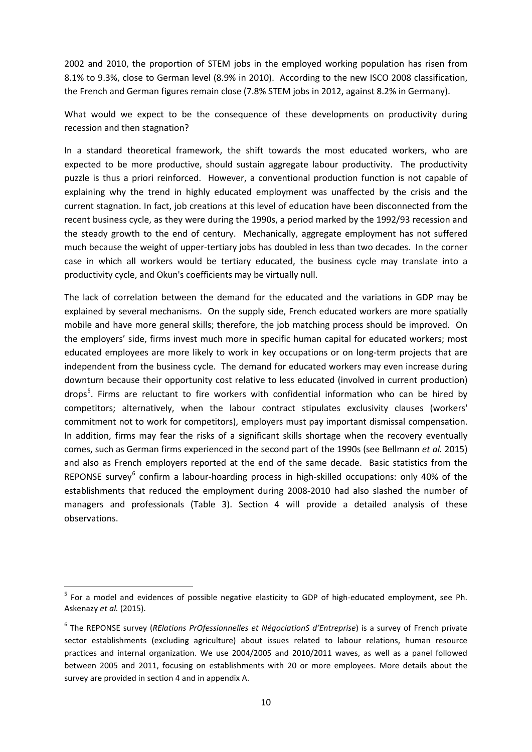2002 and 2010, the proportion of STEM jobs in the employed working population has risen from 8.1% to 9.3%, close to German level (8.9% in 2010). According to the new ISCO 2008 classification, the French and German figures remain close (7.8% STEM jobs in 2012, against 8.2% in Germany).

What would we expect to be the consequence of these developments on productivity during recession and then stagnation?

In a standard theoretical framework, the shift towards the most educated workers, who are expected to be more productive, should sustain aggregate labour productivity. The productivity puzzle is thus a priori reinforced. However, a conventional production function is not capable of explaining why the trend in highly educated employment was unaffected by the crisis and the current stagnation. In fact, job creations at this level of education have been disconnected from the recent business cycle, as they were during the 1990s, a period marked by the 1992/93 recession and the steady growth to the end of century. Mechanically, aggregate employment has not suffered much because the weight of upper-tertiary jobs has doubled in less than two decades. In the corner case in which all workers would be tertiary educated, the business cycle may translate into a productivity cycle, and Okun's coefficients may be virtually null.

The lack of correlation between the demand for the educated and the variations in GDP may be explained by several mechanisms. On the supply side, French educated workers are more spatially mobile and have more general skills; therefore, the job matching process should be improved. On the employers' side, firms invest much more in specific human capital for educated workers; most educated employees are more likely to work in key occupations or on long-term projects that are independent from the business cycle. The demand for educated workers may even increase during downturn because their opportunity cost relative to less educated (involved in current production) drops[5]. Firms are reluctant to fire workers with confidential information who can be hired by competitors; alternatively, when the labour contract stipulates exclusivity clauses (workers' commitment not to work for competitors), employers must pay important dismissal compensation. In addition, firms may fear the risks of a significant skills shortage when the recovery eventually comes, such as German firms experienced in the second part of the 1990s (see Bellmann *et al.* 2015) and also as French employers reported at the end of the same decade. Basic statistics from the REPONSE survey[6] confirm a labour-hoarding process in high-skilled occupations: only 40% of the establishments that reduced the employment during 2008-2010 had also slashed the number of managers and professionals (Table 3). Section 4 will provide a detailed analysis of these observations.

---

[5] For a model and evidences of possible negative elasticity to GDP of high-educated employment, see Ph. Askenazy *et al.* (2015).

[6] The REPONSE survey (*RElations PrOfessionnelles et NégociationS d'Entreprise*) is a survey of French private sector establishments (excluding agriculture) about issues related to labour relations, human resource practices and internal organization. We use 2004/2005 and 2010/2011 waves, as well as a panel followed between 2005 and 2011, focusing on establishments with 20 or more employees. More details about the survey are provided in section 4 and in appendix A.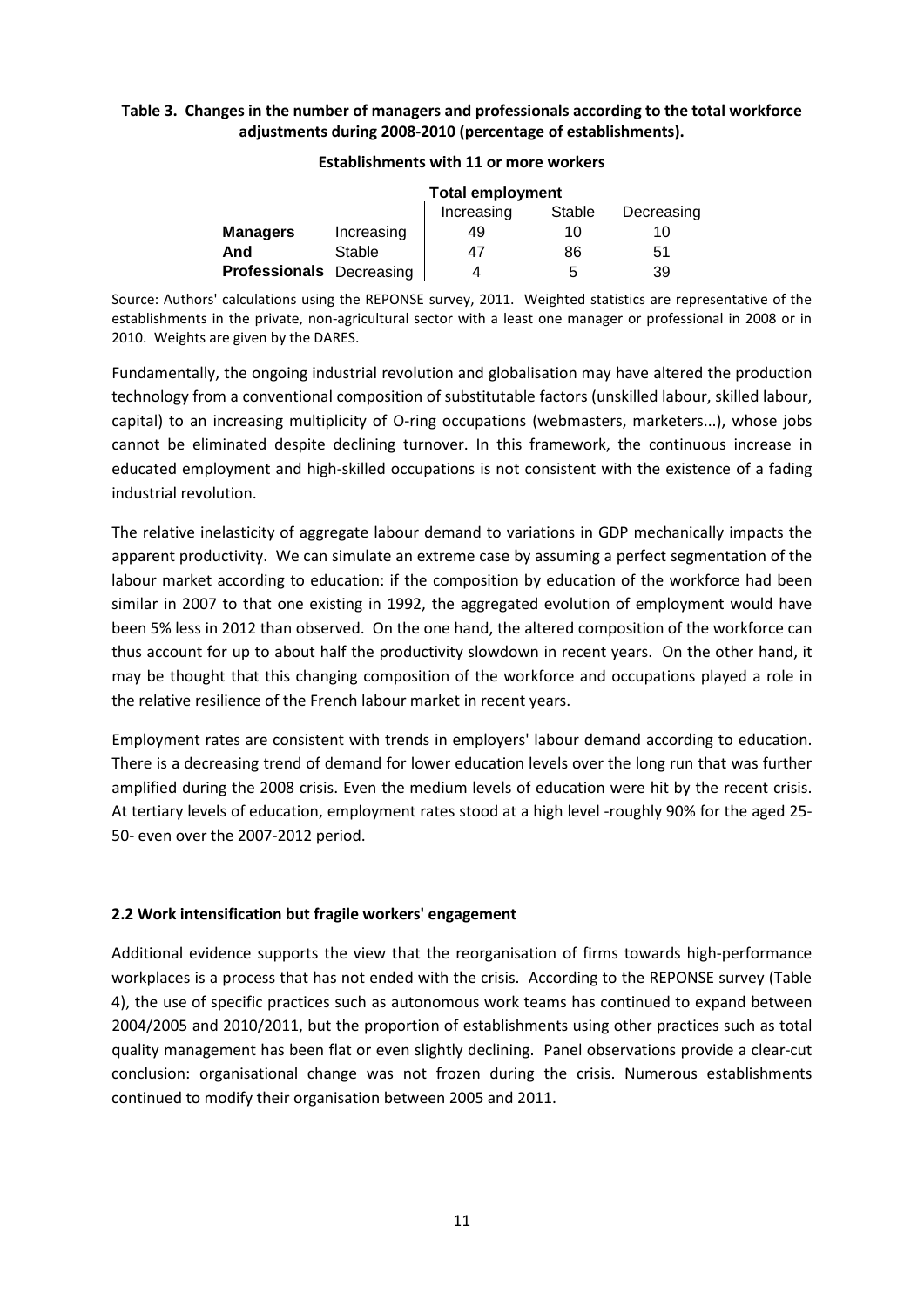**Table 3. Changes in the number of managers and professionals according to the total workforce adjustments during 2008-2010 (percentage of establishments).**

**Establishments with 11 or more workers**

| | | Total employment | | |
|---|---|---|---|---|
| | | Increasing | Stable | Decreasing |
| **Managers** | Increasing | 49 | 10 | 10 |
| **And** | Stable | 47 | 86 | 51 |
| **Professionals** | Decreasing | 4 | 5 | 39 |

Source: Authors' calculations using the REPONSE survey, 2011. Weighted statistics are representative of the establishments in the private, non-agricultural sector with a least one manager or professional in 2008 or in 2010. Weights are given by the DARES.

Fundamentally, the ongoing industrial revolution and globalisation may have altered the production technology from a conventional composition of substitutable factors (unskilled labour, skilled labour, capital) to an increasing multiplicity of O-ring occupations (webmasters, marketers...), whose jobs cannot be eliminated despite declining turnover. In this framework, the continuous increase in educated employment and high-skilled occupations is not consistent with the existence of a fading industrial revolution.

The relative inelasticity of aggregate labour demand to variations in GDP mechanically impacts the apparent productivity. We can simulate an extreme case by assuming a perfect segmentation of the labour market according to education: if the composition by education of the workforce had been similar in 2007 to that one existing in 1992, the aggregated evolution of employment would have been 5% less in 2012 than observed. On the one hand, the altered composition of the workforce can thus account for up to about half the productivity slowdown in recent years. On the other hand, it may be thought that this changing composition of the workforce and occupations played a role in the relative resilience of the French labour market in recent years.

Employment rates are consistent with trends in employers' labour demand according to education. There is a decreasing trend of demand for lower education levels over the long run that was further amplified during the 2008 crisis. Even the medium levels of education were hit by the recent crisis. At tertiary levels of education, employment rates stood at a high level -roughly 90% for the aged 25-50- even over the 2007-2012 period.

### 2.2 Work intensification but fragile workers' engagement

Additional evidence supports the view that the reorganisation of firms towards high-performance workplaces is a process that has not ended with the crisis. According to the REPONSE survey (Table 4), the use of specific practices such as autonomous work teams has continued to expand between 2004/2005 and 2010/2011, but the proportion of establishments using other practices such as total quality management has been flat or even slightly declining. Panel observations provide a clear-cut conclusion: organisational change was not frozen during the crisis. Numerous establishments continued to modify their organisation between 2005 and 2011.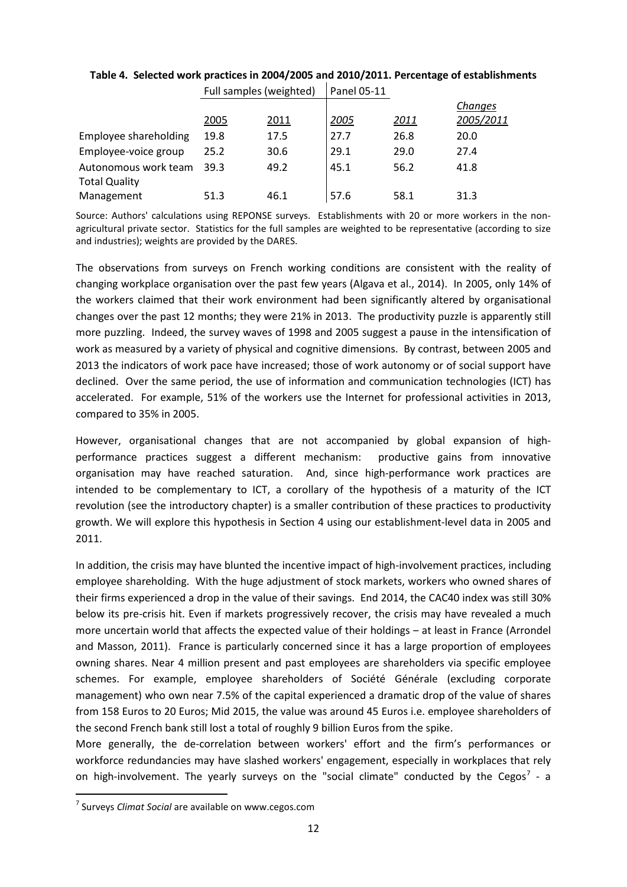**Table 4. Selected work practices in 2004/2005 and 2010/2011. Percentage of establishments**

| | Full samples (weighted) | | Panel 05-11 | | |
|---|---|---|---|---|---|
| | 2005 | 2011 | 2005 | 2011 | Changes 2005/2011 |
| Employee shareholding | 19.8 | 17.5 | 27.7 | 26.8 | 20.0 |
| Employee-voice group | 25.2 | 30.6 | 29.1 | 29.0 | 27.4 |
| Autonomous work team | 39.3 | 49.2 | 45.1 | 56.2 | 41.8 |
| Total Quality Management | 51.3 | 46.1 | 57.6 | 58.1 | 31.3 |

Source: Authors' calculations using REPONSE surveys. Establishments with 20 or more workers in the non-agricultural private sector. Statistics for the full samples are weighted to be representative (according to size and industries); weights are provided by the DARES.

The observations from surveys on French working conditions are consistent with the reality of changing workplace organisation over the past few years (Algava et al., 2014). In 2005, only 14% of the workers claimed that their work environment had been significantly altered by organisational changes over the past 12 months; they were 21% in 2013. The productivity puzzle is apparently still more puzzling. Indeed, the survey waves of 1998 and 2005 suggest a pause in the intensification of work as measured by a variety of physical and cognitive dimensions. By contrast, between 2005 and 2013 the indicators of work pace have increased; those of work autonomy or of social support have declined. Over the same period, the use of information and communication technologies (ICT) has accelerated. For example, 51% of the workers use the Internet for professional activities in 2013, compared to 35% in 2005.

However, organisational changes that are not accompanied by global expansion of high-performance practices suggest a different mechanism: productive gains from innovative organisation may have reached saturation. And, since high-performance work practices are intended to be complementary to ICT, a corollary of the hypothesis of a maturity of the ICT revolution (see the introductory chapter) is a smaller contribution of these practices to productivity growth. We will explore this hypothesis in Section 4 using our establishment-level data in 2005 and 2011.

In addition, the crisis may have blunted the incentive impact of high-involvement practices, including employee shareholding. With the huge adjustment of stock markets, workers who owned shares of their firms experienced a drop in the value of their savings. End 2014, the CAC40 index was still 30% below its pre-crisis hit. Even if markets progressively recover, the crisis may have revealed a much more uncertain world that affects the expected value of their holdings – at least in France (Arrondel and Masson, 2011). France is particularly concerned since it has a large proportion of employees owning shares. Near 4 million present and past employees are shareholders via specific employee schemes. For example, employee shareholders of Société Générale (excluding corporate management) who own near 7.5% of the capital experienced a dramatic drop of the value of shares from 158 Euros to 20 Euros; Mid 2015, the value was around 45 Euros i.e. employee shareholders of the second French bank still lost a total of roughly 9 billion Euros from the spike.

More generally, the de-correlation between workers' effort and the firm's performances or workforce redundancies may have slashed workers' engagement, especially in workplaces that rely on high-involvement. The yearly surveys on the "social climate" conducted by the Cegos[7] - a

[7] Surveys *Climat Social* are available on www.cegos.com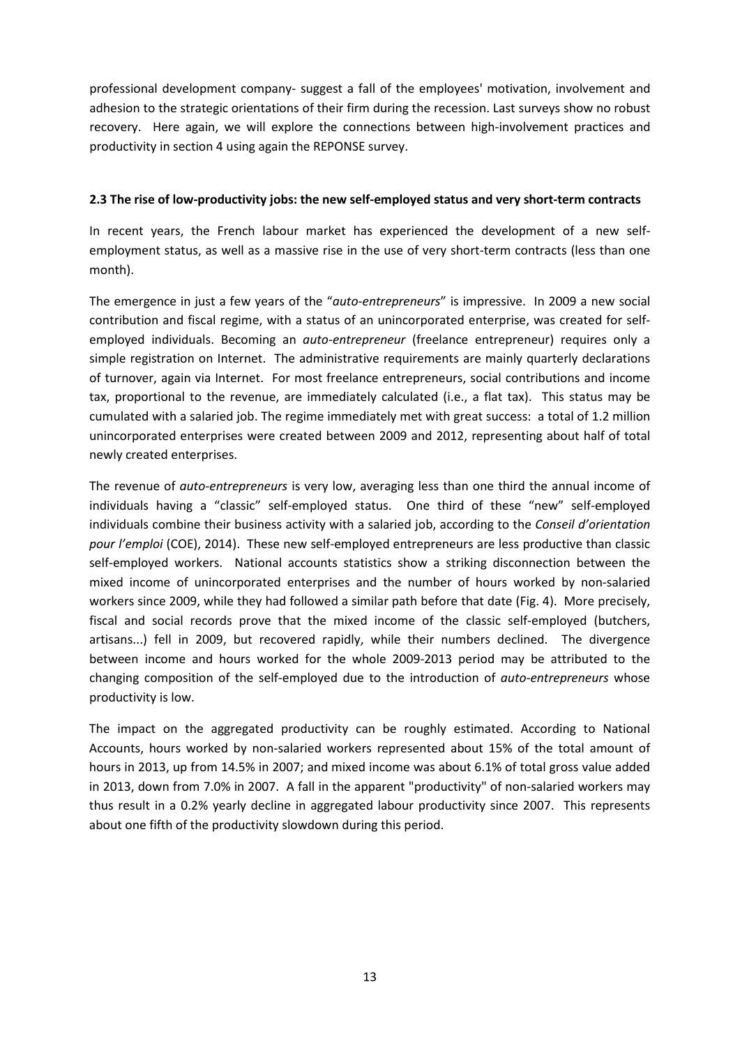professional development company- suggest a fall of the employees' motivation, involvement and adhesion to the strategic orientations of their firm during the recession. Last surveys show no robust recovery. Here again, we will explore the connections between high-involvement practices and productivity in section 4 using again the REPONSE survey.

### 2.3 The rise of low-productivity jobs: the new self-employed status and very short-term contracts

In recent years, the French labour market has experienced the development of a new self-employment status, as well as a massive rise in the use of very short-term contracts (less than one month).

The emergence in just a few years of the "*auto-entrepreneurs*" is impressive. In 2009 a new social contribution and fiscal regime, with a status of an unincorporated enterprise, was created for self-employed individuals. Becoming an *auto-entrepreneur* (freelance entrepreneur) requires only a simple registration on Internet. The administrative requirements are mainly quarterly declarations of turnover, again via Internet. For most freelance entrepreneurs, social contributions and income tax, proportional to the revenue, are immediately calculated (i.e., a flat tax). This status may be cumulated with a salaried job. The regime immediately met with great success: a total of 1.2 million unincorporated enterprises were created between 2009 and 2012, representing about half of total newly created enterprises.

The revenue of *auto-entrepreneurs* is very low, averaging less than one third the annual income of individuals having a "classic" self-employed status. One third of these "new" self-employed individuals combine their business activity with a salaried job, according to the *Conseil d'orientation pour l'emploi* (COE), 2014). These new self-employed entrepreneurs are less productive than classic self-employed workers. National accounts statistics show a striking disconnection between the mixed income of unincorporated enterprises and the number of hours worked by non-salaried workers since 2009, while they had followed a similar path before that date (Fig. 4). More precisely, fiscal and social records prove that the mixed income of the classic self-employed (butchers, artisans...) fell in 2009, but recovered rapidly, while their numbers declined. The divergence between income and hours worked for the whole 2009-2013 period may be attributed to the changing composition of the self-employed due to the introduction of *auto-entrepreneurs* whose productivity is low.

The impact on the aggregated productivity can be roughly estimated. According to National Accounts, hours worked by non-salaried workers represented about 15% of the total amount of hours in 2013, up from 14.5% in 2007; and mixed income was about 6.1% of total gross value added in 2013, down from 7.0% in 2007. A fall in the apparent "productivity" of non-salaried workers may thus result in a 0.2% yearly decline in aggregated labour productivity since 2007. This represents about one fifth of the productivity slowdown during this period.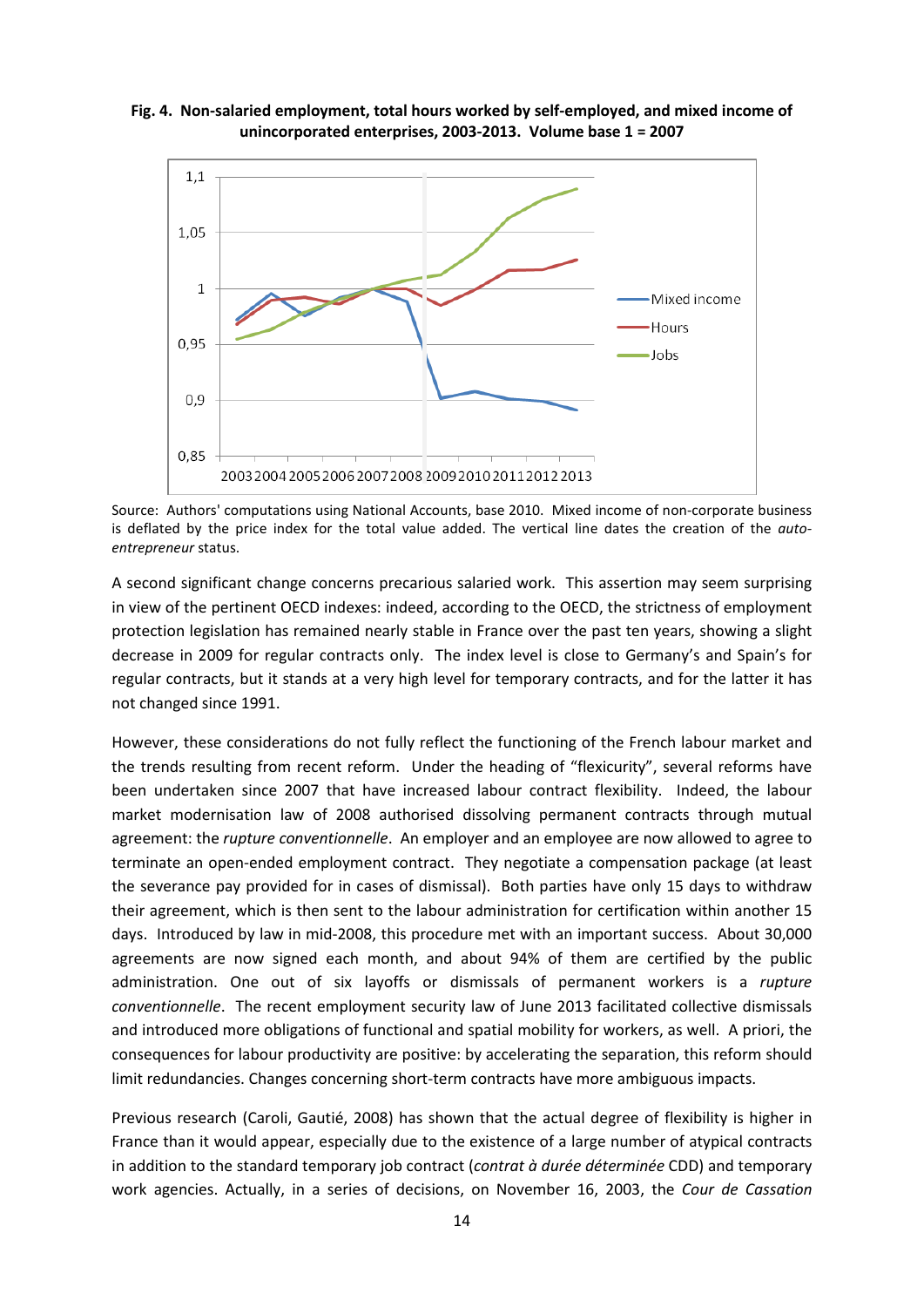**Fig. 4. Non-salaried employment, total hours worked by self-employed, and mixed income of unincorporated enterprises, 2003-2013. Volume base 1 = 2007**

Source: Authors' computations using National Accounts, base 2010. Mixed income of non-corporate business is deflated by the price index for the total value added. The vertical line dates the creation of the *auto-entrepreneur* status.

A second significant change concerns precarious salaried work. This assertion may seem surprising in view of the pertinent OECD indexes: indeed, according to the OECD, the strictness of employment protection legislation has remained nearly stable in France over the past ten years, showing a slight decrease in 2009 for regular contracts only. The index level is close to Germany's and Spain's for regular contracts, but it stands at a very high level for temporary contracts, and for the latter it has not changed since 1991.

However, these considerations do not fully reflect the functioning of the French labour market and the trends resulting from recent reform. Under the heading of "flexicurity", several reforms have been undertaken since 2007 that have increased labour contract flexibility. Indeed, the labour market modernisation law of 2008 authorised dissolving permanent contracts through mutual agreement: the *rupture conventionnelle*. An employer and an employee are now allowed to agree to terminate an open-ended employment contract. They negotiate a compensation package (at least the severance pay provided for in cases of dismissal). Both parties have only 15 days to withdraw their agreement, which is then sent to the labour administration for certification within another 15 days. Introduced by law in mid-2008, this procedure met with an important success. About 30,000 agreements are now signed each month, and about 94% of them are certified by the public administration. One out of six layoffs or dismissals of permanent workers is a *rupture conventionnelle*. The recent employment security law of June 2013 facilitated collective dismissals and introduced more obligations of functional and spatial mobility for workers, as well. A priori, the consequences for labour productivity are positive: by accelerating the separation, this reform should limit redundancies. Changes concerning short-term contracts have more ambiguous impacts.

Previous research (Caroli, Gautié, 2008) has shown that the actual degree of flexibility is higher in France than it would appear, especially due to the existence of a large number of atypical contracts in addition to the standard temporary job contract (*contrat à durée déterminée* CDD) and temporary work agencies. Actually, in a series of decisions, on November 16, 2003, the *Cour de Cassation*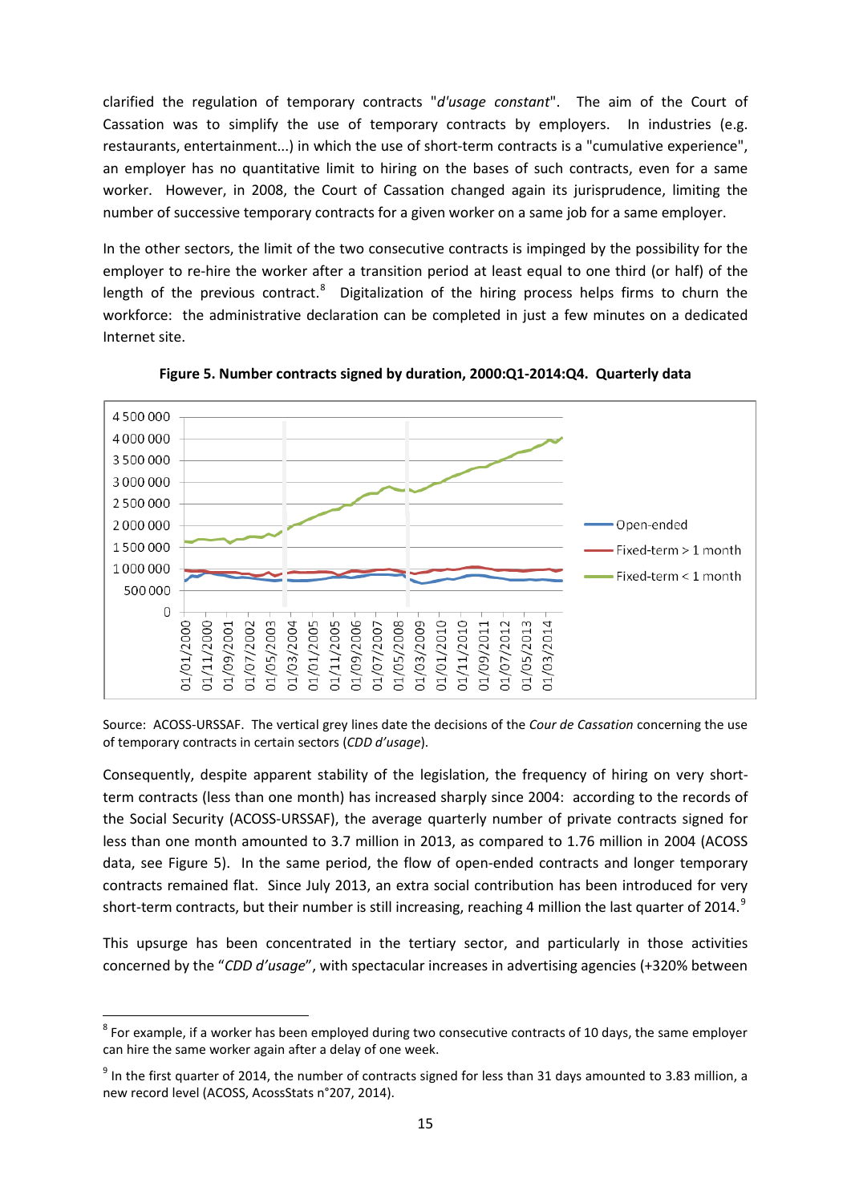clarified the regulation of temporary contracts "*d'usage constant*". The aim of the Court of Cassation was to simplify the use of temporary contracts by employers. In industries (e.g. restaurants, entertainment...) in which the use of short-term contracts is a "cumulative experience", an employer has no quantitative limit to hiring on the bases of such contracts, even for a same worker. However, in 2008, the Court of Cassation changed again its jurisprudence, limiting the number of successive temporary contracts for a given worker on a same job for a same employer.

In the other sectors, the limit of the two consecutive contracts is impinged by the possibility for the employer to re-hire the worker after a transition period at least equal to one third (or half) of the length of the previous contract.[8] Digitalization of the hiring process helps firms to churn the workforce: the administrative declaration can be completed in just a few minutes on a dedicated Internet site.

**Figure 5. Number contracts signed by duration, 2000:Q1-2014:Q4. Quarterly data**

Source: ACOSS-URSSAF. The vertical grey lines date the decisions of the *Cour de Cassation* concerning the use of temporary contracts in certain sectors (*CDD d'usage*).

Consequently, despite apparent stability of the legislation, the frequency of hiring on very short-term contracts (less than one month) has increased sharply since 2004: according to the records of the Social Security (ACOSS-URSSAF), the average quarterly number of private contracts signed for less than one month amounted to 3.7 million in 2013, as compared to 1.76 million in 2004 (ACOSS data, see Figure 5). In the same period, the flow of open-ended contracts and longer temporary contracts remained flat. Since July 2013, an extra social contribution has been introduced for very short-term contracts, but their number is still increasing, reaching 4 million the last quarter of 2014.[9]

This upsurge has been concentrated in the tertiary sector, and particularly in those activities concerned by the "*CDD d'usage*", with spectacular increases in advertising agencies (+320% between

---

[8] For example, if a worker has been employed during two consecutive contracts of 10 days, the same employer can hire the same worker again after a delay of one week.

[9] In the first quarter of 2014, the number of contracts signed for less than 31 days amounted to 3.83 million, a new record level (ACOSS, AcossStats n°207, 2014).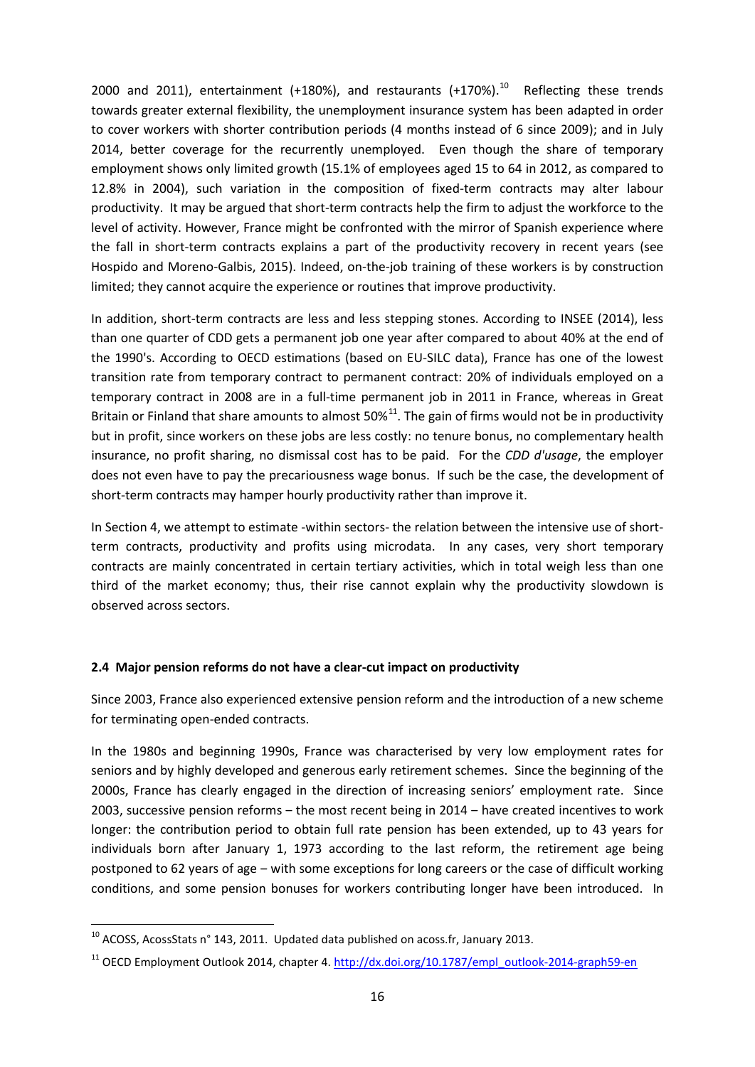2000 and 2011), entertainment (+180%), and restaurants (+170%).[10] Reflecting these trends towards greater external flexibility, the unemployment insurance system has been adapted in order to cover workers with shorter contribution periods (4 months instead of 6 since 2009); and in July 2014, better coverage for the recurrently unemployed. Even though the share of temporary employment shows only limited growth (15.1% of employees aged 15 to 64 in 2012, as compared to 12.8% in 2004), such variation in the composition of fixed-term contracts may alter labour productivity. It may be argued that short-term contracts help the firm to adjust the workforce to the level of activity. However, France might be confronted with the mirror of Spanish experience where the fall in short-term contracts explains a part of the productivity recovery in recent years (see Hospido and Moreno-Galbis, 2015). Indeed, on-the-job training of these workers is by construction limited; they cannot acquire the experience or routines that improve productivity.

In addition, short-term contracts are less and less stepping stones. According to INSEE (2014), less than one quarter of CDD gets a permanent job one year after compared to about 40% at the end of the 1990's. According to OECD estimations (based on EU-SILC data), France has one of the lowest transition rate from temporary contract to permanent contract: 20% of individuals employed on a temporary contract in 2008 are in a full-time permanent job in 2011 in France, whereas in Great Britain or Finland that share amounts to almost 50%[11]. The gain of firms would not be in productivity but in profit, since workers on these jobs are less costly: no tenure bonus, no complementary health insurance, no profit sharing, no dismissal cost has to be paid. For the *CDD d'usage*, the employer does not even have to pay the precariousness wage bonus. If such be the case, the development of short-term contracts may hamper hourly productivity rather than improve it.

In Section 4, we attempt to estimate -within sectors- the relation between the intensive use of short-term contracts, productivity and profits using microdata. In any cases, very short temporary contracts are mainly concentrated in certain tertiary activities, which in total weigh less than one third of the market economy; thus, their rise cannot explain why the productivity slowdown is observed across sectors.

### 2.4 Major pension reforms do not have a clear-cut impact on productivity

Since 2003, France also experienced extensive pension reform and the introduction of a new scheme for terminating open-ended contracts.

In the 1980s and beginning 1990s, France was characterised by very low employment rates for seniors and by highly developed and generous early retirement schemes. Since the beginning of the 2000s, France has clearly engaged in the direction of increasing seniors' employment rate. Since 2003, successive pension reforms – the most recent being in 2014 – have created incentives to work longer: the contribution period to obtain full rate pension has been extended, up to 43 years for individuals born after January 1, 1973 according to the last reform, the retirement age being postponed to 62 years of age – with some exceptions for long careers or the case of difficult working conditions, and some pension bonuses for workers contributing longer have been introduced. In

---

[10] ACOSS, AcossStats n° 143, 2011. Updated data published on acoss.fr, January 2013.

[11] OECD Employment Outlook 2014, chapter 4. http://dx.doi.org/10.1787/empl_outlook-2014-graph59-en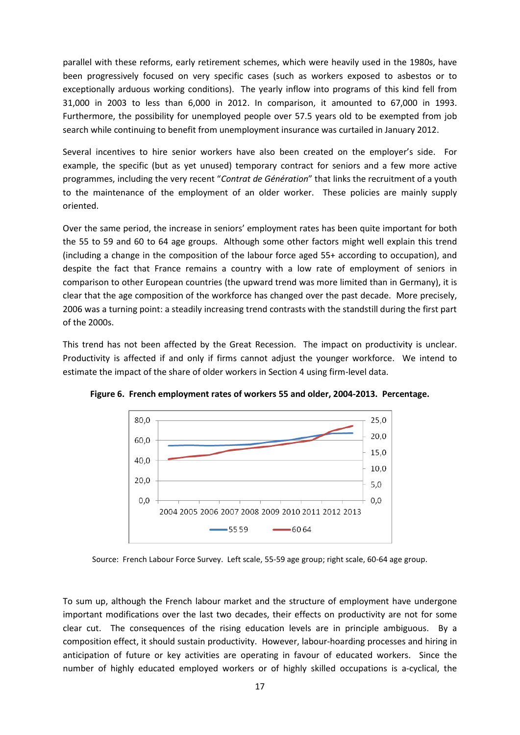parallel with these reforms, early retirement schemes, which were heavily used in the 1980s, have been progressively focused on very specific cases (such as workers exposed to asbestos or to exceptionally arduous working conditions). The yearly inflow into programs of this kind fell from 31,000 in 2003 to less than 6,000 in 2012. In comparison, it amounted to 67,000 in 1993. Furthermore, the possibility for unemployed people over 57.5 years old to be exempted from job search while continuing to benefit from unemployment insurance was curtailed in January 2012.

Several incentives to hire senior workers have also been created on the employer's side. For example, the specific (but as yet unused) temporary contract for seniors and a few more active programmes, including the very recent "*Contrat de Génération*" that links the recruitment of a youth to the maintenance of the employment of an older worker. These policies are mainly supply oriented.

Over the same period, the increase in seniors' employment rates has been quite important for both the 55 to 59 and 60 to 64 age groups. Although some other factors might well explain this trend (including a change in the composition of the labour force aged 55+ according to occupation), and despite the fact that France remains a country with a low rate of employment of seniors in comparison to other European countries (the upward trend was more limited than in Germany), it is clear that the age composition of the workforce has changed over the past decade. More precisely, 2006 was a turning point: a steadily increasing trend contrasts with the standstill during the first part of the 2000s.

This trend has not been affected by the Great Recession. The impact on productivity is unclear. Productivity is affected if and only if firms cannot adjust the younger workforce. We intend to estimate the impact of the share of older workers in Section 4 using firm-level data.

**Figure 6. French employment rates of workers 55 and older, 2004-2013. Percentage.**

Source: French Labour Force Survey. Left scale, 55-59 age group; right scale, 60-64 age group.

To sum up, although the French labour market and the structure of employment have undergone important modifications over the last two decades, their effects on productivity are not for some clear cut. The consequences of the rising education levels are in principle ambiguous. By a composition effect, it should sustain productivity. However, labour-hoarding processes and hiring in anticipation of future or key activities are operating in favour of educated workers. Since the number of highly educated employed workers or of highly skilled occupations is a-cyclical, the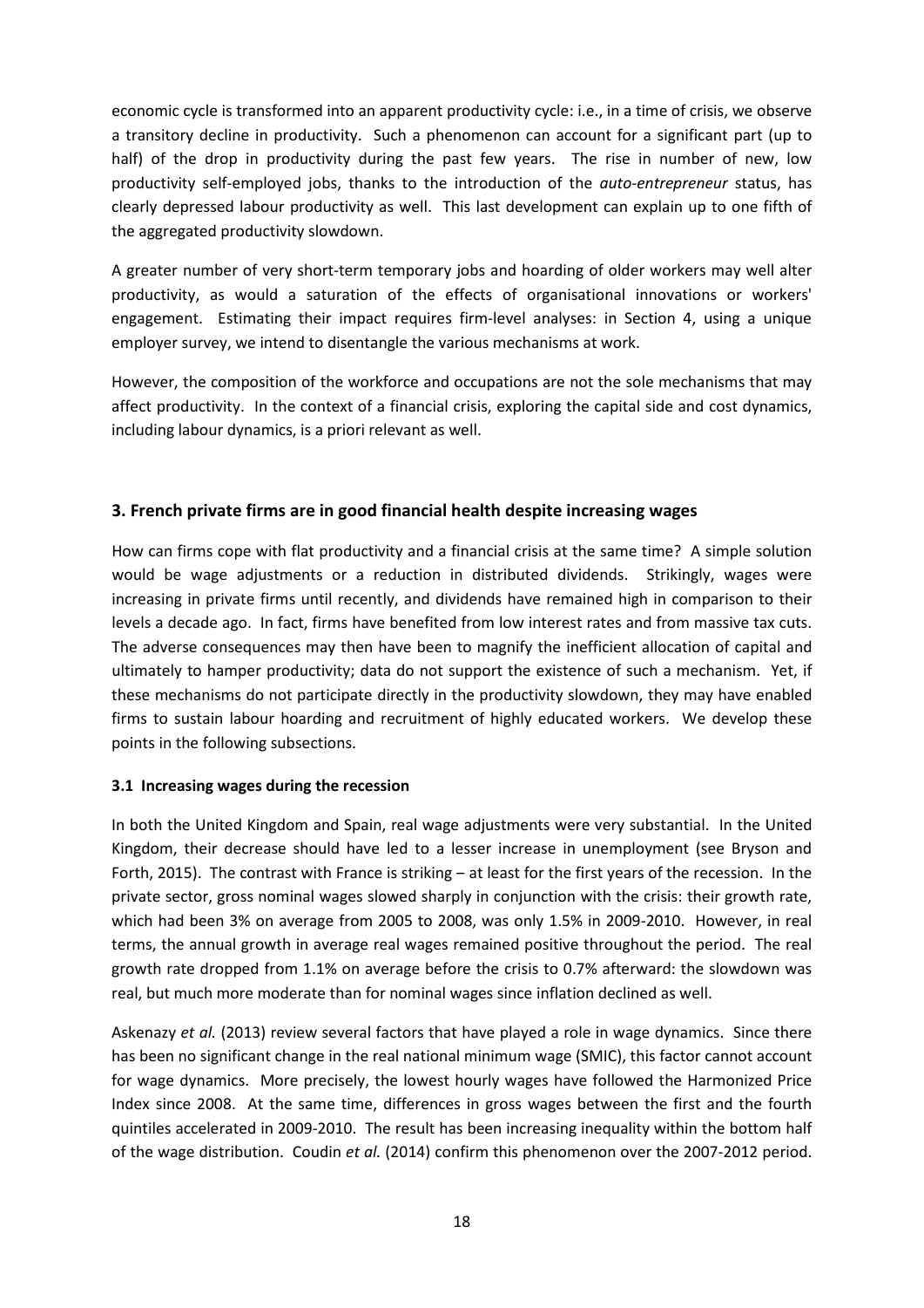economic cycle is transformed into an apparent productivity cycle: i.e., in a time of crisis, we observe a transitory decline in productivity. Such a phenomenon can account for a significant part (up to half) of the drop in productivity during the past few years. The rise in number of new, low productivity self-employed jobs, thanks to the introduction of the *auto-entrepreneur* status, has clearly depressed labour productivity as well. This last development can explain up to one fifth of the aggregated productivity slowdown.

A greater number of very short-term temporary jobs and hoarding of older workers may well alter productivity, as would a saturation of the effects of organisational innovations or workers' engagement. Estimating their impact requires firm-level analyses: in Section 4, using a unique employer survey, we intend to disentangle the various mechanisms at work.

However, the composition of the workforce and occupations are not the sole mechanisms that may affect productivity. In the context of a financial crisis, exploring the capital side and cost dynamics, including labour dynamics, is a priori relevant as well.

## 3. French private firms are in good financial health despite increasing wages

How can firms cope with flat productivity and a financial crisis at the same time? A simple solution would be wage adjustments or a reduction in distributed dividends. Strikingly, wages were increasing in private firms until recently, and dividends have remained high in comparison to their levels a decade ago. In fact, firms have benefited from low interest rates and from massive tax cuts. The adverse consequences may then have been to magnify the inefficient allocation of capital and ultimately to hamper productivity; data do not support the existence of such a mechanism. Yet, if these mechanisms do not participate directly in the productivity slowdown, they may have enabled firms to sustain labour hoarding and recruitment of highly educated workers. We develop these points in the following subsections.

### 3.1 Increasing wages during the recession

In both the United Kingdom and Spain, real wage adjustments were very substantial. In the United Kingdom, their decrease should have led to a lesser increase in unemployment (see Bryson and Forth, 2015). The contrast with France is striking – at least for the first years of the recession. In the private sector, gross nominal wages slowed sharply in conjunction with the crisis: their growth rate, which had been 3% on average from 2005 to 2008, was only 1.5% in 2009-2010. However, in real terms, the annual growth in average real wages remained positive throughout the period. The real growth rate dropped from 1.1% on average before the crisis to 0.7% afterward: the slowdown was real, but much more moderate than for nominal wages since inflation declined as well.

Askenazy *et al.* (2013) review several factors that have played a role in wage dynamics. Since there has been no significant change in the real national minimum wage (SMIC), this factor cannot account for wage dynamics. More precisely, the lowest hourly wages have followed the Harmonized Price Index since 2008. At the same time, differences in gross wages between the first and the fourth quintiles accelerated in 2009-2010. The result has been increasing inequality within the bottom half of the wage distribution. Coudin *et al.* (2014) confirm this phenomenon over the 2007-2012 period.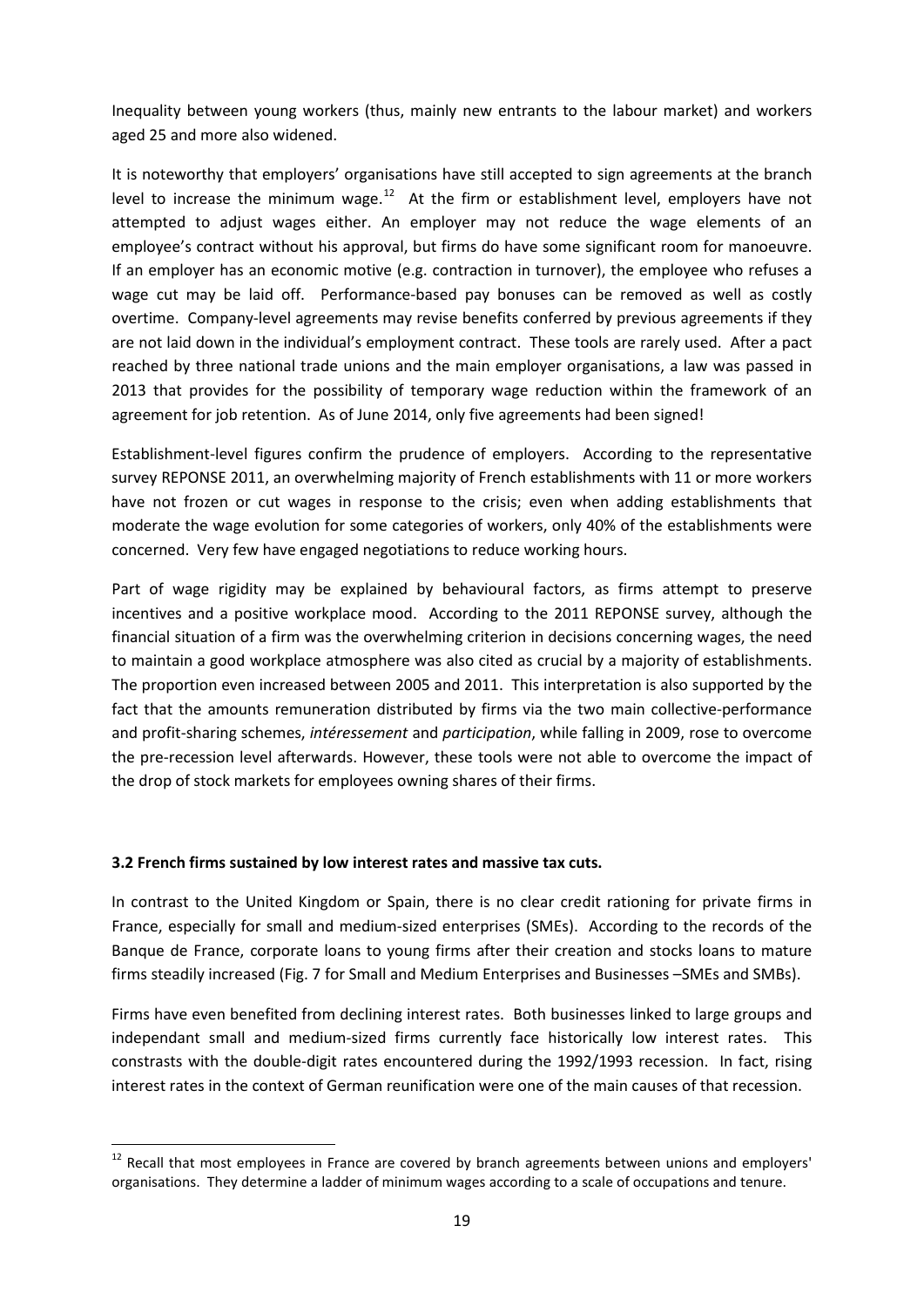Inequality between young workers (thus, mainly new entrants to the labour market) and workers aged 25 and more also widened.

It is noteworthy that employers' organisations have still accepted to sign agreements at the branch level to increase the minimum wage.[12] At the firm or establishment level, employers have not attempted to adjust wages either. An employer may not reduce the wage elements of an employee's contract without his approval, but firms do have some significant room for manoeuvre. If an employer has an economic motive (e.g. contraction in turnover), the employee who refuses a wage cut may be laid off. Performance-based pay bonuses can be removed as well as costly overtime. Company-level agreements may revise benefits conferred by previous agreements if they are not laid down in the individual's employment contract. These tools are rarely used. After a pact reached by three national trade unions and the main employer organisations, a law was passed in 2013 that provides for the possibility of temporary wage reduction within the framework of an agreement for job retention. As of June 2014, only five agreements had been signed!

Establishment-level figures confirm the prudence of employers. According to the representative survey REPONSE 2011, an overwhelming majority of French establishments with 11 or more workers have not frozen or cut wages in response to the crisis; even when adding establishments that moderate the wage evolution for some categories of workers, only 40% of the establishments were concerned. Very few have engaged negotiations to reduce working hours.

Part of wage rigidity may be explained by behavioural factors, as firms attempt to preserve incentives and a positive workplace mood. According to the 2011 REPONSE survey, although the financial situation of a firm was the overwhelming criterion in decisions concerning wages, the need to maintain a good workplace atmosphere was also cited as crucial by a majority of establishments. The proportion even increased between 2005 and 2011. This interpretation is also supported by the fact that the amounts remuneration distributed by firms via the two main collective-performance and profit-sharing schemes, *intéressement* and *participation*, while falling in 2009, rose to overcome the pre-recession level afterwards. However, these tools were not able to overcome the impact of the drop of stock markets for employees owning shares of their firms.

### 3.2 French firms sustained by low interest rates and massive tax cuts.

In contrast to the United Kingdom or Spain, there is no clear credit rationing for private firms in France, especially for small and medium-sized enterprises (SMEs). According to the records of the Banque de France, corporate loans to young firms after their creation and stocks loans to mature firms steadily increased (Fig. 7 for Small and Medium Enterprises and Businesses –SMEs and SMBs).

Firms have even benefited from declining interest rates. Both businesses linked to large groups and independant small and medium-sized firms currently face historically low interest rates. This constrasts with the double-digit rates encountered during the 1992/1993 recession. In fact, rising interest rates in the context of German reunification were one of the main causes of that recession.

[12] Recall that most employees in France are covered by branch agreements between unions and employers' organisations. They determine a ladder of minimum wages according to a scale of occupations and tenure.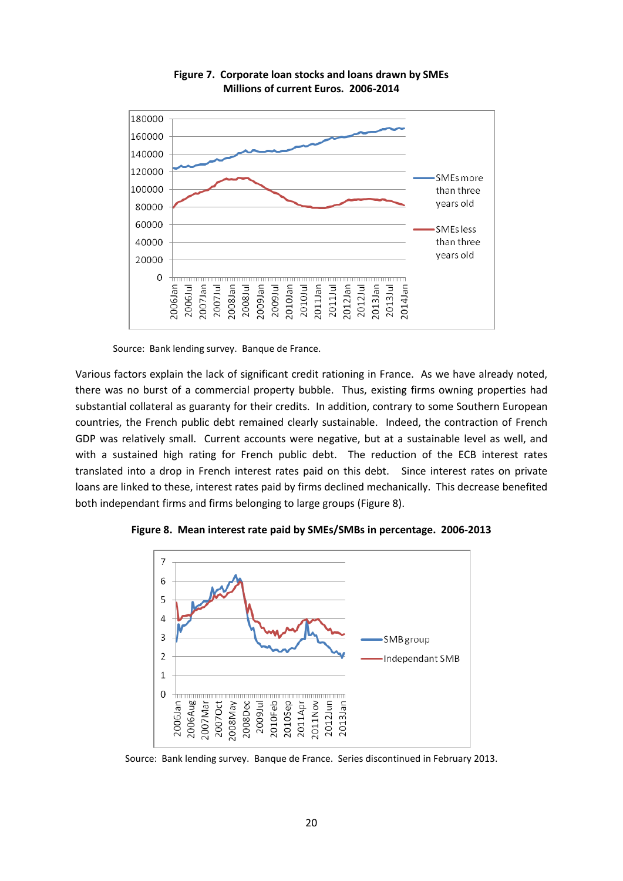**Figure 7. Corporate loan stocks and loans drawn by SMEs**
**Millions of current Euros. 2006-2014**

Source: Bank lending survey. Banque de France.

Various factors explain the lack of significant credit rationing in France. As we have already noted, there was no burst of a commercial property bubble. Thus, existing firms owning properties had substantial collateral as guaranty for their credits. In addition, contrary to some Southern European countries, the French public debt remained clearly sustainable. Indeed, the contraction of French GDP was relatively small. Current accounts were negative, but at a sustainable level as well, and with a sustained high rating for French public debt. The reduction of the ECB interest rates translated into a drop in French interest rates paid on this debt. Since interest rates on private loans are linked to these, interest rates paid by firms declined mechanically. This decrease benefited both independant firms and firms belonging to large groups (Figure 8).

**Figure 8. Mean interest rate paid by SMEs/SMBs in percentage. 2006-2013**

Source: Bank lending survey. Banque de France. Series discontinued in February 2013.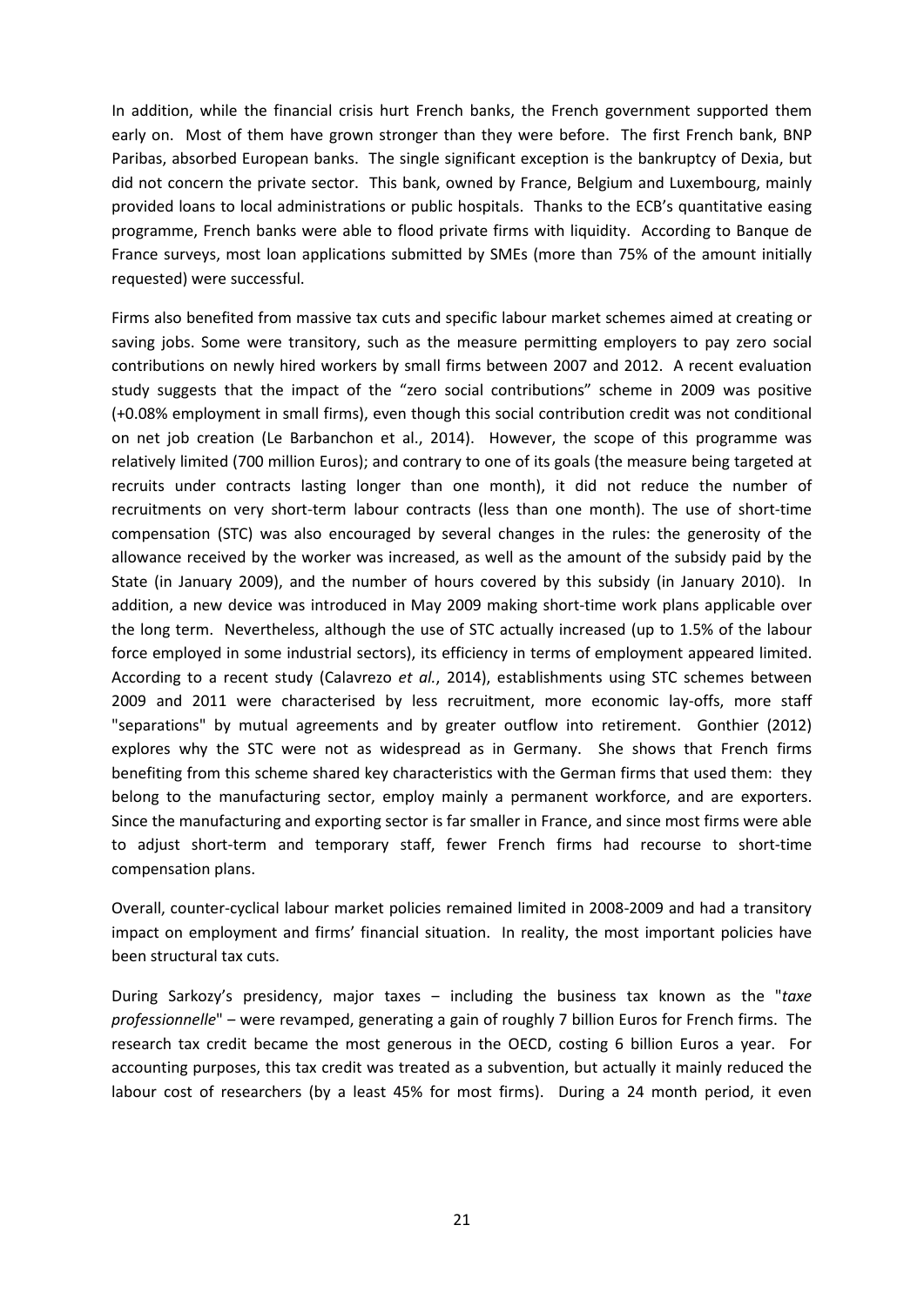In addition, while the financial crisis hurt French banks, the French government supported them early on. Most of them have grown stronger than they were before. The first French bank, BNP Paribas, absorbed European banks. The single significant exception is the bankruptcy of Dexia, but did not concern the private sector. This bank, owned by France, Belgium and Luxembourg, mainly provided loans to local administrations or public hospitals. Thanks to the ECB's quantitative easing programme, French banks were able to flood private firms with liquidity. According to Banque de France surveys, most loan applications submitted by SMEs (more than 75% of the amount initially requested) were successful.

Firms also benefited from massive tax cuts and specific labour market schemes aimed at creating or saving jobs. Some were transitory, such as the measure permitting employers to pay zero social contributions on newly hired workers by small firms between 2007 and 2012. A recent evaluation study suggests that the impact of the "zero social contributions" scheme in 2009 was positive (+0.08% employment in small firms), even though this social contribution credit was not conditional on net job creation (Le Barbanchon et al., 2014). However, the scope of this programme was relatively limited (700 million Euros); and contrary to one of its goals (the measure being targeted at recruits under contracts lasting longer than one month), it did not reduce the number of recruitments on very short-term labour contracts (less than one month). The use of short-time compensation (STC) was also encouraged by several changes in the rules: the generosity of the allowance received by the worker was increased, as well as the amount of the subsidy paid by the State (in January 2009), and the number of hours covered by this subsidy (in January 2010). In addition, a new device was introduced in May 2009 making short-time work plans applicable over the long term. Nevertheless, although the use of STC actually increased (up to 1.5% of the labour force employed in some industrial sectors), its efficiency in terms of employment appeared limited. According to a recent study (Calavrezo *et al.*, 2014), establishments using STC schemes between 2009 and 2011 were characterised by less recruitment, more economic lay-offs, more staff "separations" by mutual agreements and by greater outflow into retirement. Gonthier (2012) explores why the STC were not as widespread as in Germany. She shows that French firms benefiting from this scheme shared key characteristics with the German firms that used them: they belong to the manufacturing sector, employ mainly a permanent workforce, and are exporters. Since the manufacturing and exporting sector is far smaller in France, and since most firms were able to adjust short-term and temporary staff, fewer French firms had recourse to short-time compensation plans.

Overall, counter-cyclical labour market policies remained limited in 2008-2009 and had a transitory impact on employment and firms' financial situation. In reality, the most important policies have been structural tax cuts.

During Sarkozy's presidency, major taxes – including the business tax known as the "*taxe professionnelle*" – were revamped, generating a gain of roughly 7 billion Euros for French firms. The research tax credit became the most generous in the OECD, costing 6 billion Euros a year. For accounting purposes, this tax credit was treated as a subvention, but actually it mainly reduced the labour cost of researchers (by a least 45% for most firms). During a 24 month period, it even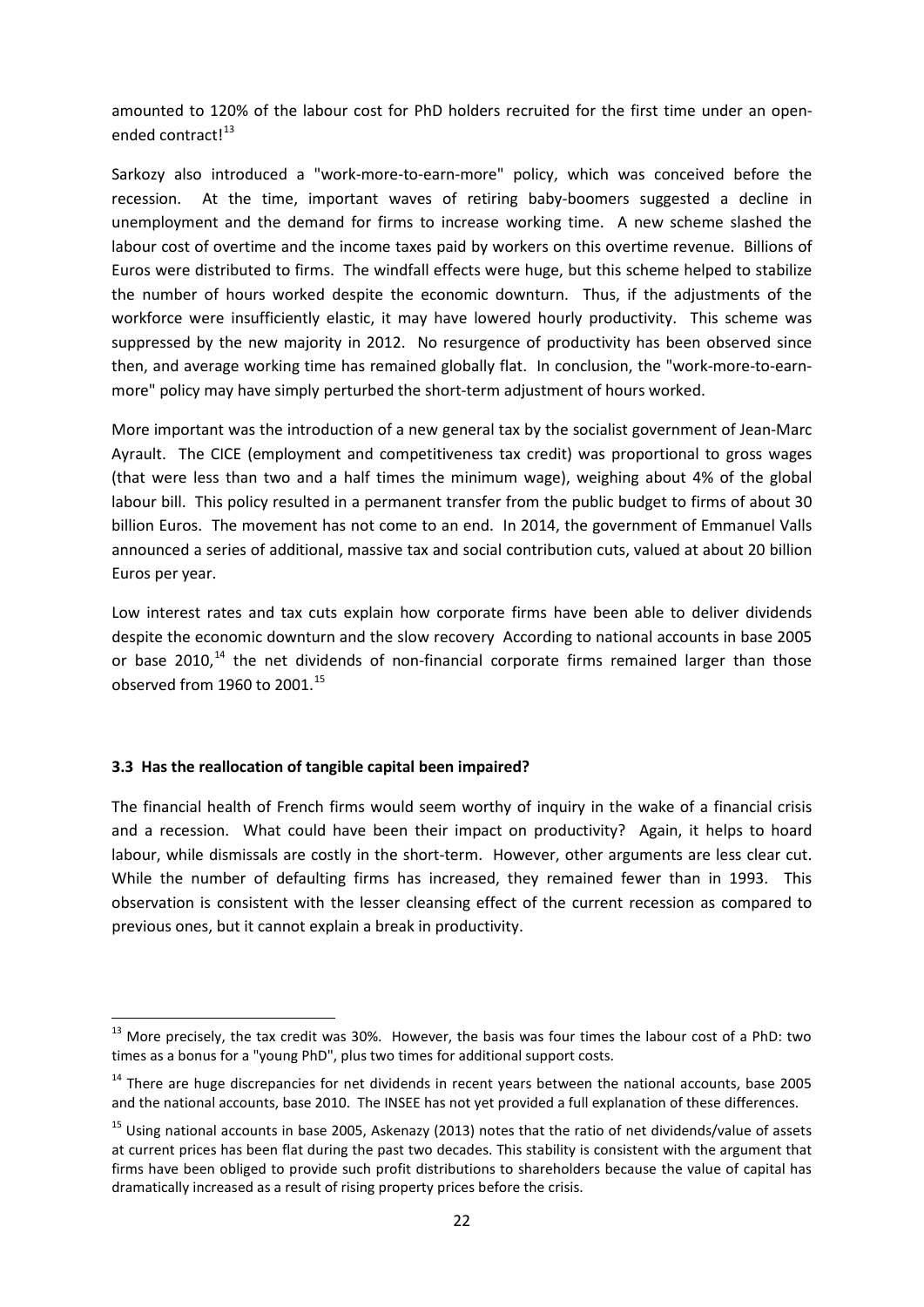amounted to 120% of the labour cost for PhD holders recruited for the first time under an open-ended contract![13]

Sarkozy also introduced a "work-more-to-earn-more" policy, which was conceived before the recession. At the time, important waves of retiring baby-boomers suggested a decline in unemployment and the demand for firms to increase working time. A new scheme slashed the labour cost of overtime and the income taxes paid by workers on this overtime revenue. Billions of Euros were distributed to firms. The windfall effects were huge, but this scheme helped to stabilize the number of hours worked despite the economic downturn. Thus, if the adjustments of the workforce were insufficiently elastic, it may have lowered hourly productivity. This scheme was suppressed by the new majority in 2012. No resurgence of productivity has been observed since then, and average working time has remained globally flat. In conclusion, the "work-more-to-earn-more" policy may have simply perturbed the short-term adjustment of hours worked.

More important was the introduction of a new general tax by the socialist government of Jean-Marc Ayrault. The CICE (employment and competitiveness tax credit) was proportional to gross wages (that were less than two and a half times the minimum wage), weighing about 4% of the global labour bill. This policy resulted in a permanent transfer from the public budget to firms of about 30 billion Euros. The movement has not come to an end. In 2014, the government of Emmanuel Valls announced a series of additional, massive tax and social contribution cuts, valued at about 20 billion Euros per year.

Low interest rates and tax cuts explain how corporate firms have been able to deliver dividends despite the economic downturn and the slow recovery According to national accounts in base 2005 or base 2010,[14] the net dividends of non-financial corporate firms remained larger than those observed from 1960 to 2001.[15]

### 3.3 Has the reallocation of tangible capital been impaired?

The financial health of French firms would seem worthy of inquiry in the wake of a financial crisis and a recession. What could have been their impact on productivity? Again, it helps to hoard labour, while dismissals are costly in the short-term. However, other arguments are less clear cut. While the number of defaulting firms has increased, they remained fewer than in 1993. This observation is consistent with the lesser cleansing effect of the current recession as compared to previous ones, but it cannot explain a break in productivity.

---

[13] More precisely, the tax credit was 30%. However, the basis was four times the labour cost of a PhD: two times as a bonus for a "young PhD", plus two times for additional support costs.

[14] There are huge discrepancies for net dividends in recent years between the national accounts, base 2005 and the national accounts, base 2010. The INSEE has not yet provided a full explanation of these differences.

[15] Using national accounts in base 2005, Askenazy (2013) notes that the ratio of net dividends/value of assets at current prices has been flat during the past two decades. This stability is consistent with the argument that firms have been obliged to provide such profit distributions to shareholders because the value of capital has dramatically increased as a result of rising property prices before the crisis.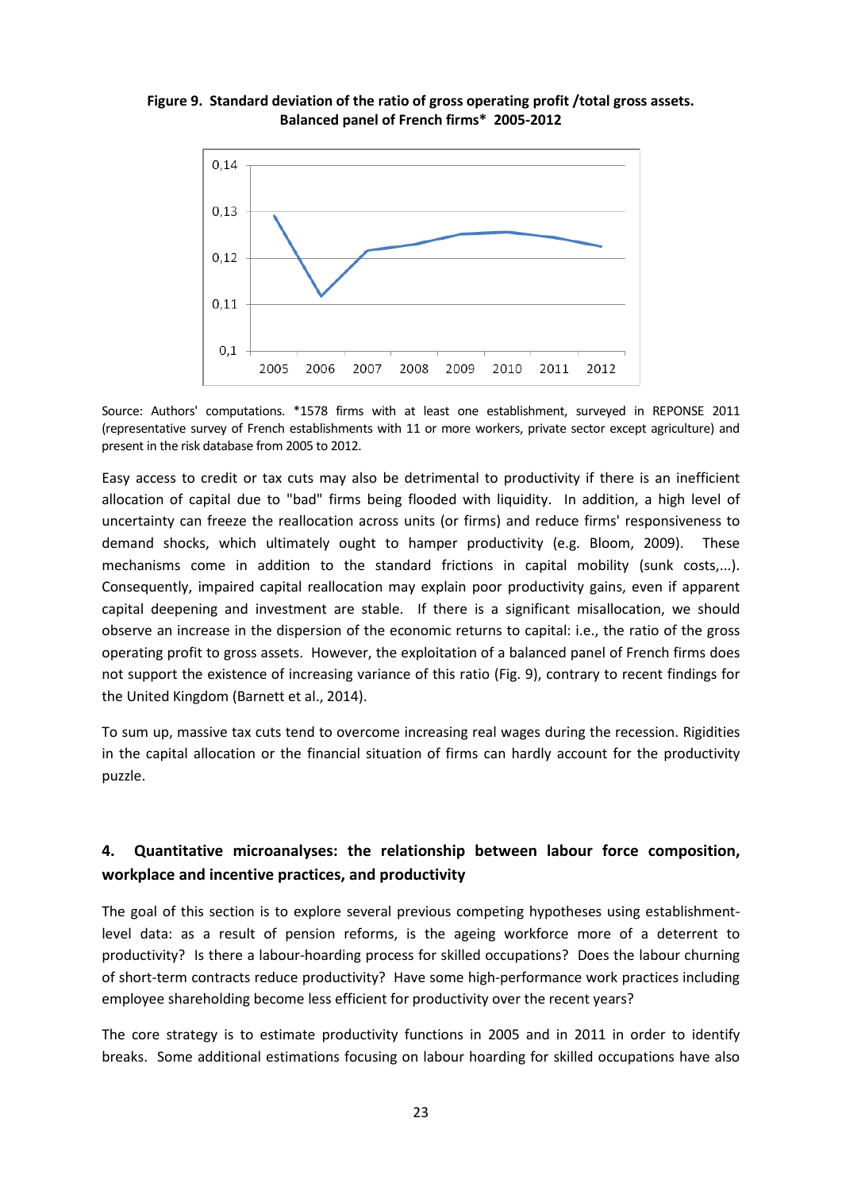**Figure 9. Standard deviation of the ratio of gross operating profit /total gross assets. Balanced panel of French firms* 2005-2012**

Source: Authors' computations. *1578 firms with at least one establishment, surveyed in REPONSE 2011 (representative survey of French establishments with 11 or more workers, private sector except agriculture) and present in the risk database from 2005 to 2012.

Easy access to credit or tax cuts may also be detrimental to productivity if there is an inefficient allocation of capital due to "bad" firms being flooded with liquidity. In addition, a high level of uncertainty can freeze the reallocation across units (or firms) and reduce firms' responsiveness to demand shocks, which ultimately ought to hamper productivity (e.g. Bloom, 2009). These mechanisms come in addition to the standard frictions in capital mobility (sunk costs,...). Consequently, impaired capital reallocation may explain poor productivity gains, even if apparent capital deepening and investment are stable. If there is a significant misallocation, we should observe an increase in the dispersion of the economic returns to capital: i.e., the ratio of the gross operating profit to gross assets. However, the exploitation of a balanced panel of French firms does not support the existence of increasing variance of this ratio (Fig. 9), contrary to recent findings for the United Kingdom (Barnett et al., 2014).

To sum up, massive tax cuts tend to overcome increasing real wages during the recession. Rigidities in the capital allocation or the financial situation of firms can hardly account for the productivity puzzle.

## 4. Quantitative microanalyses: the relationship between labour force composition, workplace and incentive practices, and productivity

The goal of this section is to explore several previous competing hypotheses using establishment-level data: as a result of pension reforms, is the ageing workforce more of a deterrent to productivity? Is there a labour-hoarding process for skilled occupations? Does the labour churning of short-term contracts reduce productivity? Have some high-performance work practices including employee shareholding become less efficient for productivity over the recent years?

The core strategy is to estimate productivity functions in 2005 and in 2011 in order to identify breaks. Some additional estimations focusing on labour hoarding for skilled occupations have also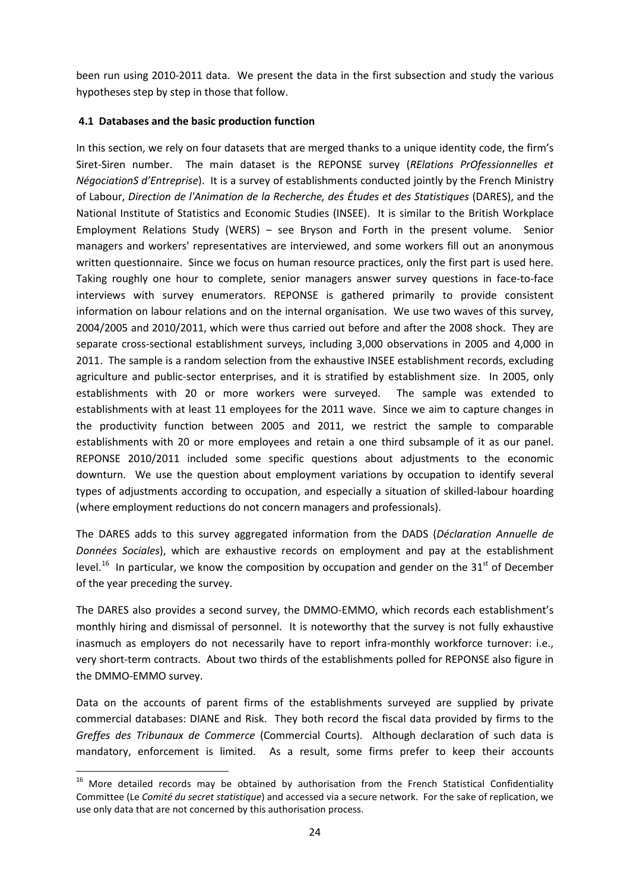been run using 2010-2011 data. We present the data in the first subsection and study the various hypotheses step by step in those that follow.

### 4.1 Databases and the basic production function

In this section, we rely on four datasets that are merged thanks to a unique identity code, the firm's Siret-Siren number. The main dataset is the REPONSE survey (*RElations PrOfessionnelles et NégociationS d'Entreprise*). It is a survey of establishments conducted jointly by the French Ministry of Labour, *Direction de l'Animation de la Recherche, des Études et des Statistiques* (DARES), and the National Institute of Statistics and Economic Studies (INSEE). It is similar to the British Workplace Employment Relations Study (WERS) – see Bryson and Forth in the present volume. Senior managers and workers' representatives are interviewed, and some workers fill out an anonymous written questionnaire. Since we focus on human resource practices, only the first part is used here. Taking roughly one hour to complete, senior managers answer survey questions in face-to-face interviews with survey enumerators. REPONSE is gathered primarily to provide consistent information on labour relations and on the internal organisation. We use two waves of this survey, 2004/2005 and 2010/2011, which were thus carried out before and after the 2008 shock. They are separate cross-sectional establishment surveys, including 3,000 observations in 2005 and 4,000 in 2011. The sample is a random selection from the exhaustive INSEE establishment records, excluding agriculture and public-sector enterprises, and it is stratified by establishment size. In 2005, only establishments with 20 or more workers were surveyed. The sample was extended to establishments with at least 11 employees for the 2011 wave. Since we aim to capture changes in the productivity function between 2005 and 2011, we restrict the sample to comparable establishments with 20 or more employees and retain a one third subsample of it as our panel. REPONSE 2010/2011 included some specific questions about adjustments to the economic downturn. We use the question about employment variations by occupation to identify several types of adjustments according to occupation, and especially a situation of skilled-labour hoarding (where employment reductions do not concern managers and professionals).

The DARES adds to this survey aggregated information from the DADS (*Déclaration Annuelle de Données Sociales*), which are exhaustive records on employment and pay at the establishment level.[16] In particular, we know the composition by occupation and gender on the 31st of December of the year preceding the survey.

The DARES also provides a second survey, the DMMO-EMMO, which records each establishment's monthly hiring and dismissal of personnel. It is noteworthy that the survey is not fully exhaustive inasmuch as employers do not necessarily have to report infra-monthly workforce turnover: i.e., very short-term contracts. About two thirds of the establishments polled for REPONSE also figure in the DMMO-EMMO survey.

Data on the accounts of parent firms of the establishments surveyed are supplied by private commercial databases: DIANE and Risk. They both record the fiscal data provided by firms to the *Greffes des Tribunaux de Commerce* (Commercial Courts). Although declaration of such data is mandatory, enforcement is limited. As a result, some firms prefer to keep their accounts

[16] More detailed records may be obtained by authorisation from the French Statistical Confidentiality Committee (Le *Comité du secret statistique*) and accessed via a secure network. For the sake of replication, we use only data that are not concerned by this authorisation process.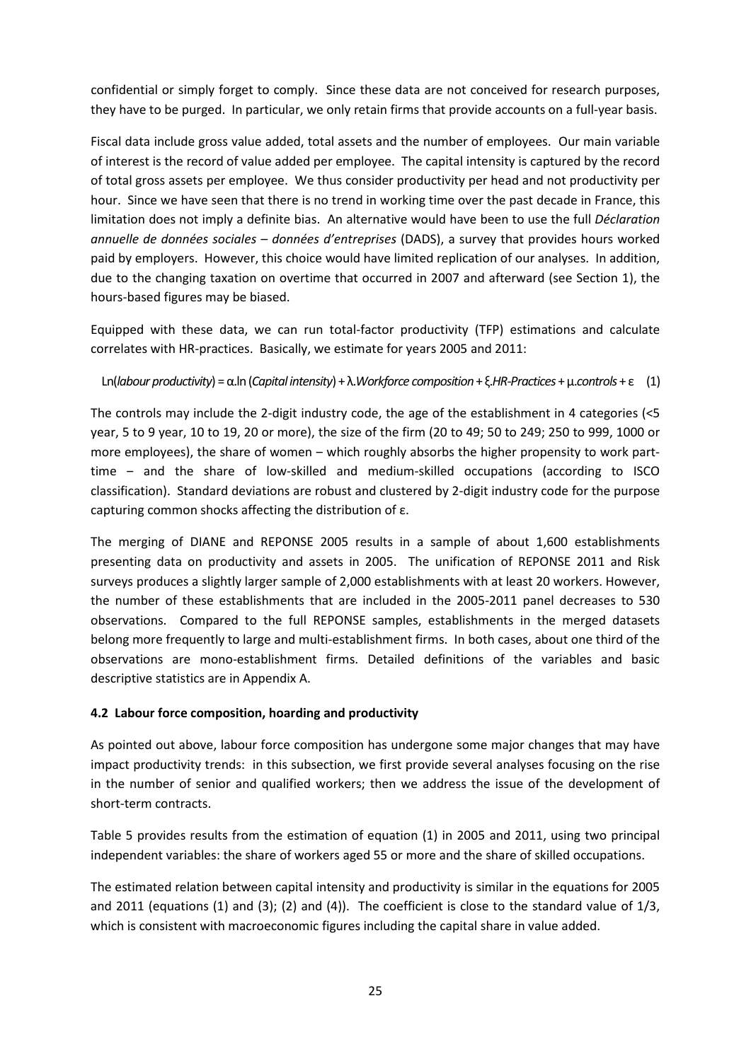confidential or simply forget to comply. Since these data are not conceived for research purposes, they have to be purged. In particular, we only retain firms that provide accounts on a full-year basis.

Fiscal data include gross value added, total assets and the number of employees. Our main variable of interest is the record of value added per employee. The capital intensity is captured by the record of total gross assets per employee. We thus consider productivity per head and not productivity per hour. Since we have seen that there is no trend in working time over the past decade in France, this limitation does not imply a definite bias. An alternative would have been to use the full *Déclaration annuelle de données sociales – données d'entreprises* (DADS), a survey that provides hours worked paid by employers. However, this choice would have limited replication of our analyses. In addition, due to the changing taxation on overtime that occurred in 2007 and afterward (see Section 1), the hours-based figures may be biased.

Equipped with these data, we can run total-factor productivity (TFP) estimations and calculate correlates with HR-practices. Basically, we estimate for years 2005 and 2011:

$$\text{Ln}(\textit{labour productivity}) = \alpha.\ln(\textit{Capital intensity}) + \lambda.\textit{Workforce composition} + \xi.\textit{HR-Practices} + \mu.\textit{controls} + \varepsilon \quad (1)$$

The controls may include the 2-digit industry code, the age of the establishment in 4 categories (<5 year, 5 to 9 year, 10 to 19, 20 or more), the size of the firm (20 to 49; 50 to 249; 250 to 999, 1000 or more employees), the share of women – which roughly absorbs the higher propensity to work part-time – and the share of low-skilled and medium-skilled occupations (according to ISCO classification). Standard deviations are robust and clustered by 2-digit industry code for the purpose capturing common shocks affecting the distribution of ε.

The merging of DIANE and REPONSE 2005 results in a sample of about 1,600 establishments presenting data on productivity and assets in 2005. The unification of REPONSE 2011 and Risk surveys produces a slightly larger sample of 2,000 establishments with at least 20 workers. However, the number of these establishments that are included in the 2005-2011 panel decreases to 530 observations. Compared to the full REPONSE samples, establishments in the merged datasets belong more frequently to large and multi-establishment firms. In both cases, about one third of the observations are mono-establishment firms. Detailed definitions of the variables and basic descriptive statistics are in Appendix A.

### 4.2 Labour force composition, hoarding and productivity

As pointed out above, labour force composition has undergone some major changes that may have impact productivity trends: in this subsection, we first provide several analyses focusing on the rise in the number of senior and qualified workers; then we address the issue of the development of short-term contracts.

Table 5 provides results from the estimation of equation (1) in 2005 and 2011, using two principal independent variables: the share of workers aged 55 or more and the share of skilled occupations.

The estimated relation between capital intensity and productivity is similar in the equations for 2005 and 2011 (equations (1) and (3); (2) and (4)). The coefficient is close to the standard value of 1/3, which is consistent with macroeconomic figures including the capital share in value added.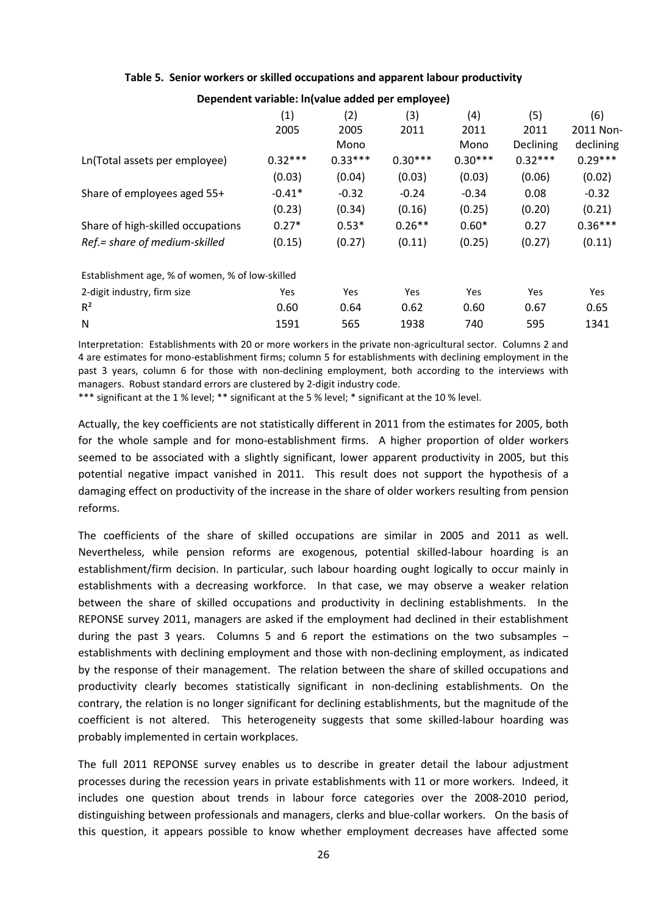**Table 5. Senior workers or skilled occupations and apparent labour productivity**

**Dependent variable: ln(value added per employee)**

| | (1) | (2) | (3) | (4) | (5) | (6) |
|---|---|---|---|---|---|---|
| | 2005 | 2005 Mono | 2011 | 2011 Mono | 2011 Declining | 2011 Non-declining |
| Ln(Total assets per employee) | 0.32*** | 0.33*** | 0.30*** | 0.30*** | 0.32*** | 0.29*** |
| | (0.03) | (0.04) | (0.03) | (0.03) | (0.06) | (0.02) |
| Share of employees aged 55+ | -0.41* | -0.32 | -0.24 | -0.34 | 0.08 | -0.32 |
| | (0.23) | (0.34) | (0.16) | (0.25) | (0.20) | (0.21) |
| Share of high-skilled occupations | 0.27* | 0.53* | 0.26** | 0.60* | 0.27 | 0.36*** |
| *Ref.= share of medium-skilled* | (0.15) | (0.27) | (0.11) | (0.25) | (0.27) | (0.11) |
| Establishment age, % of women, % of low-skilled 2-digit industry, firm size | Yes | Yes | Yes | Yes | Yes | Yes |
| $R^2$ | 0.60 | 0.64 | 0.62 | 0.60 | 0.67 | 0.65 |
| N | 1591 | 565 | 1938 | 740 | 595 | 1341 |

Interpretation: Establishments with 20 or more workers in the private non-agricultural sector. Columns 2 and 4 are estimates for mono-establishment firms; column 5 for establishments with declining employment in the past 3 years, column 6 for those with non-declining employment, both according to the interviews with managers. Robust standard errors are clustered by 2-digit industry code.

*** significant at the 1 % level; ** significant at the 5 % level; * significant at the 10 % level.

Actually, the key coefficients are not statistically different in 2011 from the estimates for 2005, both for the whole sample and for mono-establishment firms. A higher proportion of older workers seemed to be associated with a slightly significant, lower apparent productivity in 2005, but this potential negative impact vanished in 2011. This result does not support the hypothesis of a damaging effect on productivity of the increase in the share of older workers resulting from pension reforms.

The coefficients of the share of skilled occupations are similar in 2005 and 2011 as well. Nevertheless, while pension reforms are exogenous, potential skilled-labour hoarding is an establishment/firm decision. In particular, such labour hoarding ought logically to occur mainly in establishments with a decreasing workforce. In that case, we may observe a weaker relation between the share of skilled occupations and productivity in declining establishments. In the REPONSE survey 2011, managers are asked if the employment had declined in their establishment during the past 3 years. Columns 5 and 6 report the estimations on the two subsamples – establishments with declining employment and those with non-declining employment, as indicated by the response of their management. The relation between the share of skilled occupations and productivity clearly becomes statistically significant in non-declining establishments. On the contrary, the relation is no longer significant for declining establishments, but the magnitude of the coefficient is not altered. This heterogeneity suggests that some skilled-labour hoarding was probably implemented in certain workplaces.

The full 2011 REPONSE survey enables us to describe in greater detail the labour adjustment processes during the recession years in private establishments with 11 or more workers. Indeed, it includes one question about trends in labour force categories over the 2008-2010 period, distinguishing between professionals and managers, clerks and blue-collar workers. On the basis of this question, it appears possible to know whether employment decreases have affected some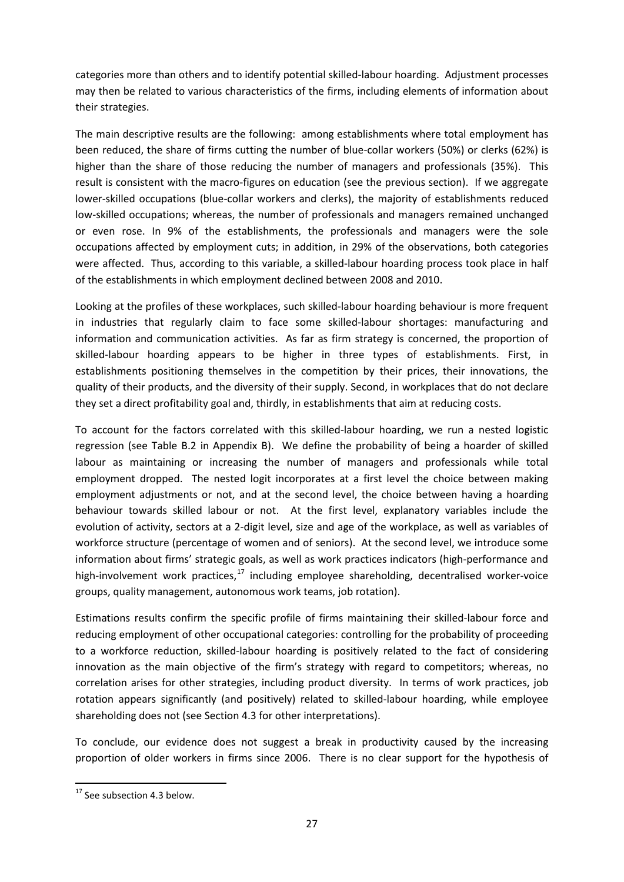categories more than others and to identify potential skilled-labour hoarding. Adjustment processes may then be related to various characteristics of the firms, including elements of information about their strategies.

The main descriptive results are the following: among establishments where total employment has been reduced, the share of firms cutting the number of blue-collar workers (50%) or clerks (62%) is higher than the share of those reducing the number of managers and professionals (35%). This result is consistent with the macro-figures on education (see the previous section). If we aggregate lower-skilled occupations (blue-collar workers and clerks), the majority of establishments reduced low-skilled occupations; whereas, the number of professionals and managers remained unchanged or even rose. In 9% of the establishments, the professionals and managers were the sole occupations affected by employment cuts; in addition, in 29% of the observations, both categories were affected. Thus, according to this variable, a skilled-labour hoarding process took place in half of the establishments in which employment declined between 2008 and 2010.

Looking at the profiles of these workplaces, such skilled-labour hoarding behaviour is more frequent in industries that regularly claim to face some skilled-labour shortages: manufacturing and information and communication activities. As far as firm strategy is concerned, the proportion of skilled-labour hoarding appears to be higher in three types of establishments. First, in establishments positioning themselves in the competition by their prices, their innovations, the quality of their products, and the diversity of their supply. Second, in workplaces that do not declare they set a direct profitability goal and, thirdly, in establishments that aim at reducing costs.

To account for the factors correlated with this skilled-labour hoarding, we run a nested logistic regression (see Table B.2 in Appendix B). We define the probability of being a hoarder of skilled labour as maintaining or increasing the number of managers and professionals while total employment dropped. The nested logit incorporates at a first level the choice between making employment adjustments or not, and at the second level, the choice between having a hoarding behaviour towards skilled labour or not. At the first level, explanatory variables include the evolution of activity, sectors at a 2-digit level, size and age of the workplace, as well as variables of workforce structure (percentage of women and of seniors). At the second level, we introduce some information about firms' strategic goals, as well as work practices indicators (high-performance and high-involvement work practices,[17] including employee shareholding, decentralised worker-voice groups, quality management, autonomous work teams, job rotation).

Estimations results confirm the specific profile of firms maintaining their skilled-labour force and reducing employment of other occupational categories: controlling for the probability of proceeding to a workforce reduction, skilled-labour hoarding is positively related to the fact of considering innovation as the main objective of the firm's strategy with regard to competitors; whereas, no correlation arises for other strategies, including product diversity. In terms of work practices, job rotation appears significantly (and positively) related to skilled-labour hoarding, while employee shareholding does not (see Section 4.3 for other interpretations).

To conclude, our evidence does not suggest a break in productivity caused by the increasing proportion of older workers in firms since 2006. There is no clear support for the hypothesis of

[17] See subsection 4.3 below.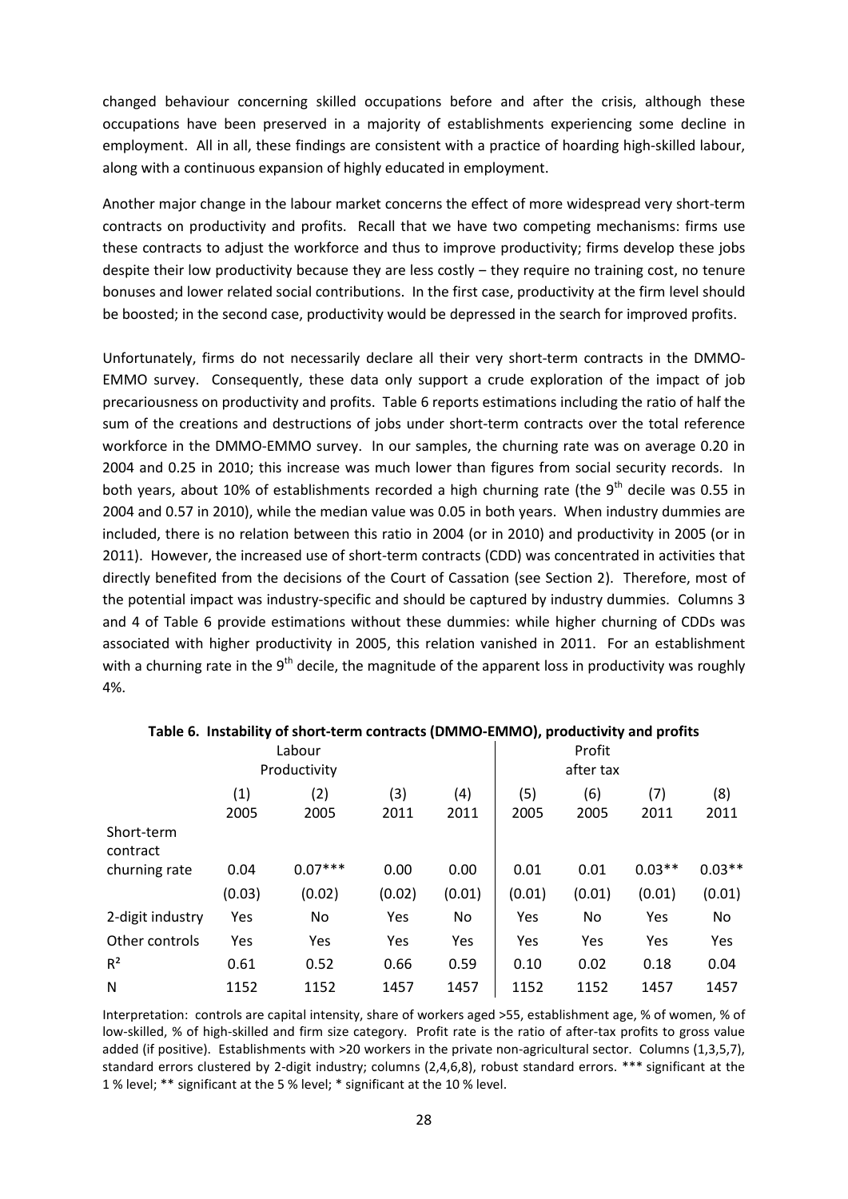changed behaviour concerning skilled occupations before and after the crisis, although these occupations have been preserved in a majority of establishments experiencing some decline in employment. All in all, these findings are consistent with a practice of hoarding high-skilled labour, along with a continuous expansion of highly educated in employment.

Another major change in the labour market concerns the effect of more widespread very short-term contracts on productivity and profits. Recall that we have two competing mechanisms: firms use these contracts to adjust the workforce and thus to improve productivity; firms develop these jobs despite their low productivity because they are less costly – they require no training cost, no tenure bonuses and lower related social contributions. In the first case, productivity at the firm level should be boosted; in the second case, productivity would be depressed in the search for improved profits.

Unfortunately, firms do not necessarily declare all their very short-term contracts in the DMMO-EMMO survey. Consequently, these data only support a crude exploration of the impact of job precariousness on productivity and profits. Table 6 reports estimations including the ratio of half the sum of the creations and destructions of jobs under short-term contracts over the total reference workforce in the DMMO-EMMO survey. In our samples, the churning rate was on average 0.20 in 2004 and 0.25 in 2010; this increase was much lower than figures from social security records. In both years, about 10% of establishments recorded a high churning rate (the 9th decile was 0.55 in 2004 and 0.57 in 2010), while the median value was 0.05 in both years. When industry dummies are included, there is no relation between this ratio in 2004 (or in 2010) and productivity in 2005 (or in 2011). However, the increased use of short-term contracts (CDD) was concentrated in activities that directly benefited from the decisions of the Court of Cassation (see Section 2). Therefore, most of the potential impact was industry-specific and should be captured by industry dummies. Columns 3 and 4 of Table 6 provide estimations without these dummies: while higher churning of CDDs was associated with higher productivity in 2005, this relation vanished in 2011. For an establishment with a churning rate in the 9th decile, the magnitude of the apparent loss in productivity was roughly 4%.

**Table 6. Instability of short-term contracts (DMMO-EMMO), productivity and profits**

| | Labour Productivity | | | | Profit after tax | | | |
|---|---|---|---|---|---|---|---|---|
| | (1) 2005 | (2) 2005 | (3) 2011 | (4) 2011 | (5) 2005 | (6) 2005 | (7) 2011 | (8) 2011 |
| Short-term contract churning rate | 0.04 | 0.07*** | 0.00 | 0.00 | 0.01 | 0.01 | 0.03** | 0.03** |
| | (0.03) | (0.02) | (0.02) | (0.01) | (0.01) | (0.01) | (0.01) | (0.01) |
| 2-digit industry | Yes | No | Yes | No | Yes | No | Yes | No |
| Other controls | Yes | Yes | Yes | Yes | Yes | Yes | Yes | Yes |
| $R^2$ | 0.61 | 0.52 | 0.66 | 0.59 | 0.10 | 0.02 | 0.18 | 0.04 |
| N | 1152 | 1152 | 1457 | 1457 | 1152 | 1152 | 1457 | 1457 |

Interpretation: controls are capital intensity, share of workers aged >55, establishment age, % of women, % of low-skilled, % of high-skilled and firm size category. Profit rate is the ratio of after-tax profits to gross value added (if positive). Establishments with >20 workers in the private non-agricultural sector. Columns (1,3,5,7), standard errors clustered by 2-digit industry; columns (2,4,6,8), robust standard errors. *** significant at the 1 % level; ** significant at the 5 % level; * significant at the 10 % level.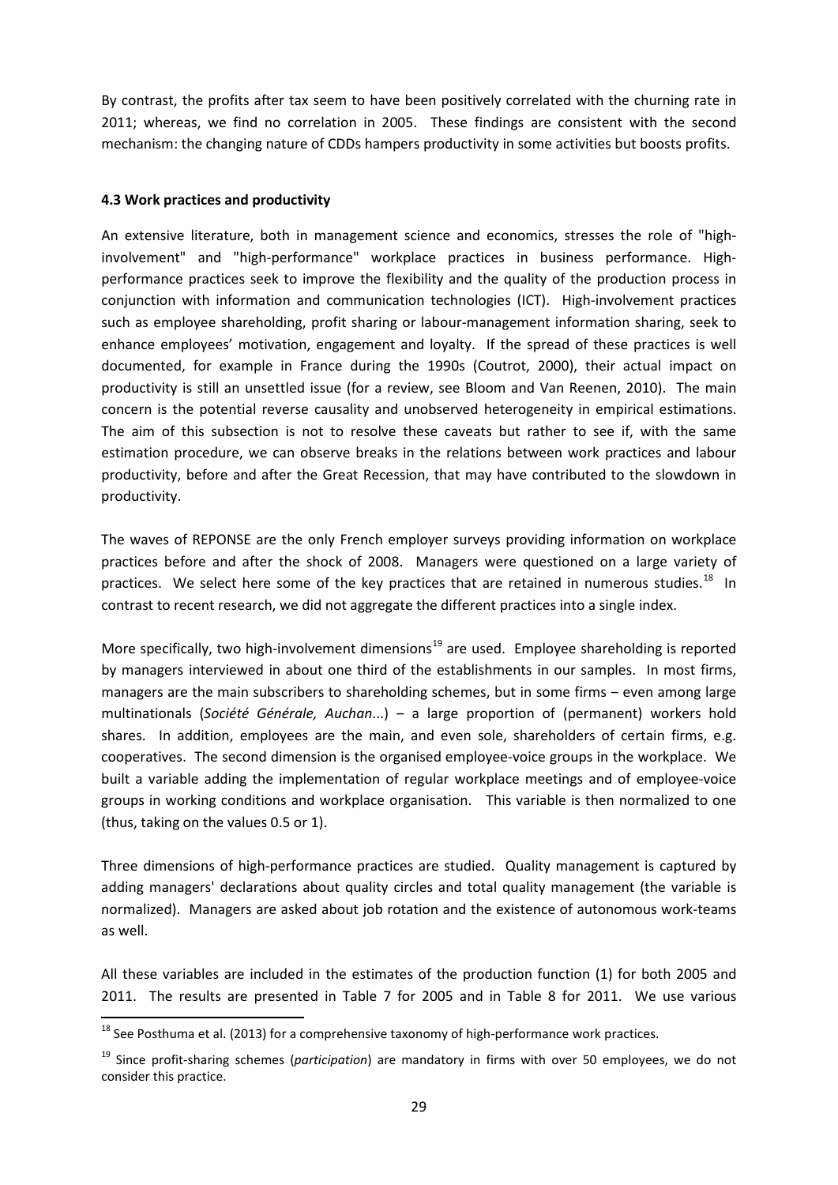By contrast, the profits after tax seem to have been positively correlated with the churning rate in 2011; whereas, we find no correlation in 2005. These findings are consistent with the second mechanism: the changing nature of CDDs hampers productivity in some activities but boosts profits.

#### 4.3 Work practices and productivity

An extensive literature, both in management science and economics, stresses the role of "high-involvement" and "high-performance" workplace practices in business performance. High-performance practices seek to improve the flexibility and the quality of the production process in conjunction with information and communication technologies (ICT). High-involvement practices such as employee shareholding, profit sharing or labour-management information sharing, seek to enhance employees' motivation, engagement and loyalty. If the spread of these practices is well documented, for example in France during the 1990s (Coutrot, 2000), their actual impact on productivity is still an unsettled issue (for a review, see Bloom and Van Reenen, 2010). The main concern is the potential reverse causality and unobserved heterogeneity in empirical estimations. The aim of this subsection is not to resolve these caveats but rather to see if, with the same estimation procedure, we can observe breaks in the relations between work practices and labour productivity, before and after the Great Recession, that may have contributed to the slowdown in productivity.

The waves of REPONSE are the only French employer surveys providing information on workplace practices before and after the shock of 2008. Managers were questioned on a large variety of practices. We select here some of the key practices that are retained in numerous studies.[18] In contrast to recent research, we did not aggregate the different practices into a single index.

More specifically, two high-involvement dimensions[19] are used. Employee shareholding is reported by managers interviewed in about one third of the establishments in our samples. In most firms, managers are the main subscribers to shareholding schemes, but in some firms – even among large multinationals (*Société Générale, Auchan*...) – a large proportion of (permanent) workers hold shares. In addition, employees are the main, and even sole, shareholders of certain firms, e.g. cooperatives. The second dimension is the organised employee-voice groups in the workplace. We built a variable adding the implementation of regular workplace meetings and of employee-voice groups in working conditions and workplace organisation. This variable is then normalized to one (thus, taking on the values 0.5 or 1).

Three dimensions of high-performance practices are studied. Quality management is captured by adding managers' declarations about quality circles and total quality management (the variable is normalized). Managers are asked about job rotation and the existence of autonomous work-teams as well.

All these variables are included in the estimates of the production function (1) for both 2005 and 2011. The results are presented in Table 7 for 2005 and in Table 8 for 2011. We use various

[18] See Posthuma et al. (2013) for a comprehensive taxonomy of high-performance work practices.

[19] Since profit-sharing schemes (*participation*) are mandatory in firms with over 50 employees, we do not consider this practice.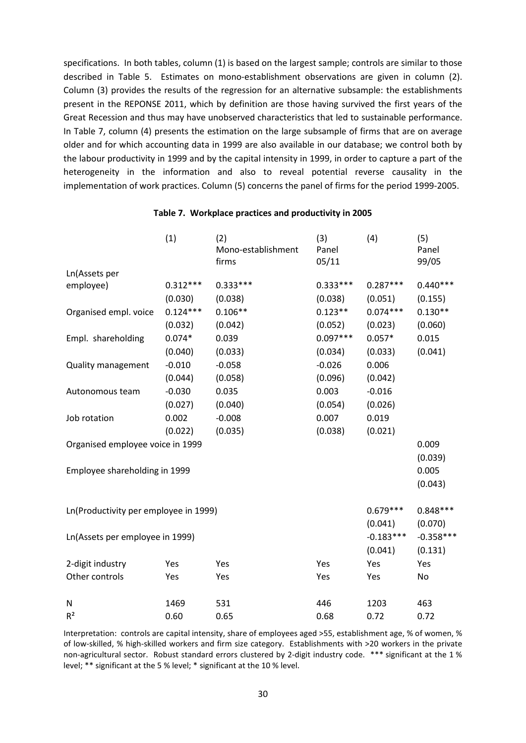specifications. In both tables, column (1) is based on the largest sample; controls are similar to those described in Table 5. Estimates on mono-establishment observations are given in column (2). Column (3) provides the results of the regression for an alternative subsample: the establishments present in the REPONSE 2011, which by definition are those having survived the first years of the Great Recession and thus may have unobserved characteristics that led to sustainable performance. In Table 7, column (4) presents the estimation on the large subsample of firms that are on average older and for which accounting data in 1999 are also available in our database; we control both by the labour productivity in 1999 and by the capital intensity in 1999, in order to capture a part of the heterogeneity in the information and also to reveal potential reverse causality in the implementation of work practices. Column (5) concerns the panel of firms for the period 1999-2005.

**Table 7. Workplace practices and productivity in 2005**

| | (1) | (2) Mono-establishment firms | (3) Panel 05/11 | (4) | (5) Panel 99/05 |
|---|---|---|---|---|---|
| Ln(Assets per employee) | 0.312*** | 0.333*** | 0.333*** | 0.287*** | 0.440*** |
| | (0.030) | (0.038) | (0.038) | (0.051) | (0.155) |
| Organised empl. voice | 0.124*** | 0.106** | 0.123** | 0.074*** | 0.130** |
| | (0.032) | (0.042) | (0.052) | (0.023) | (0.060) |
| Empl. shareholding | 0.074* | 0.039 | 0.097*** | 0.057* | 0.015 |
| | (0.040) | (0.033) | (0.034) | (0.033) | (0.041) |
| Quality management | -0.010 | -0.058 | -0.026 | 0.006 | |
| | (0.044) | (0.058) | (0.096) | (0.042) | |
| Autonomous team | -0.030 | 0.035 | 0.003 | -0.016 | |
| | (0.027) | (0.040) | (0.054) | (0.026) | |
| Job rotation | 0.002 | -0.008 | 0.007 | 0.019 | |
| | (0.022) | (0.035) | (0.038) | (0.021) | |
| Organised employee voice in 1999 | | | | | 0.009 |
| | | | | | (0.039) |
| Employee shareholding in 1999 | | | | | 0.005 |
| | | | | | (0.043) |
| Ln(Productivity per employee in 1999) | | | | 0.679*** | 0.848*** |
| | | | | (0.041) | (0.070) |
| Ln(Assets per employee in 1999) | | | | -0.183*** | -0.358*** |
| | | | | (0.041) | (0.131) |
| 2-digit industry | Yes | Yes | Yes | Yes | Yes |
| Other controls | Yes | Yes | Yes | Yes | No |
| N | 1469 | 531 | 446 | 1203 | 463 |
| $R^2$ | 0.60 | 0.65 | 0.68 | 0.72 | 0.72 |

Interpretation: controls are capital intensity, share of employees aged >55, establishment age, % of women, % of low-skilled, % high-skilled workers and firm size category. Establishments with >20 workers in the private non-agricultural sector. Robust standard errors clustered by 2-digit industry code. *** significant at the 1 % level; ** significant at the 5 % level; * significant at the 10 % level.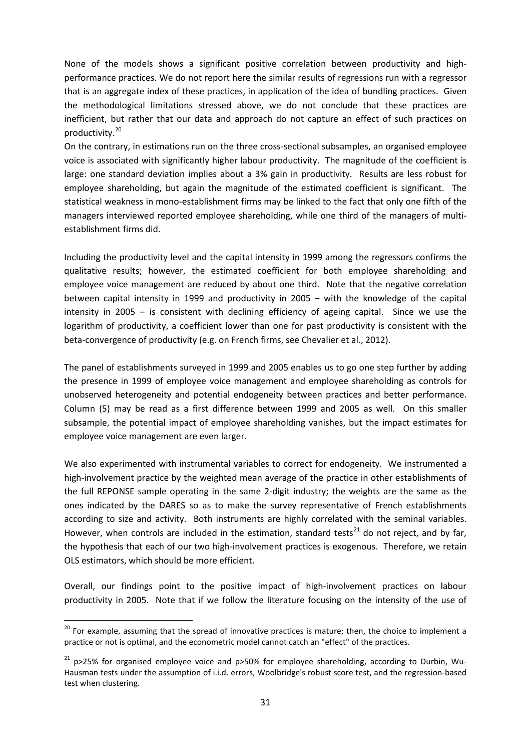None of the models shows a significant positive correlation between productivity and high-performance practices. We do not report here the similar results of regressions run with a regressor that is an aggregate index of these practices, in application of the idea of bundling practices. Given the methodological limitations stressed above, we do not conclude that these practices are inefficient, but rather that our data and approach do not capture an effect of such practices on productivity.[20]

On the contrary, in estimations run on the three cross-sectional subsamples, an organised employee voice is associated with significantly higher labour productivity. The magnitude of the coefficient is large: one standard deviation implies about a 3% gain in productivity. Results are less robust for employee shareholding, but again the magnitude of the estimated coefficient is significant. The statistical weakness in mono-establishment firms may be linked to the fact that only one fifth of the managers interviewed reported employee shareholding, while one third of the managers of multi-establishment firms did.

Including the productivity level and the capital intensity in 1999 among the regressors confirms the qualitative results; however, the estimated coefficient for both employee shareholding and employee voice management are reduced by about one third. Note that the negative correlation between capital intensity in 1999 and productivity in 2005 – with the knowledge of the capital intensity in 2005 – is consistent with declining efficiency of ageing capital. Since we use the logarithm of productivity, a coefficient lower than one for past productivity is consistent with the beta-convergence of productivity (e.g. on French firms, see Chevalier et al., 2012).

The panel of establishments surveyed in 1999 and 2005 enables us to go one step further by adding the presence in 1999 of employee voice management and employee shareholding as controls for unobserved heterogeneity and potential endogeneity between practices and better performance. Column (5) may be read as a first difference between 1999 and 2005 as well. On this smaller subsample, the potential impact of employee shareholding vanishes, but the impact estimates for employee voice management are even larger.

We also experimented with instrumental variables to correct for endogeneity. We instrumented a high-involvement practice by the weighted mean average of the practice in other establishments of the full REPONSE sample operating in the same 2-digit industry; the weights are the same as the ones indicated by the DARES so as to make the survey representative of French establishments according to size and activity. Both instruments are highly correlated with the seminal variables. However, when controls are included in the estimation, standard tests[21] do not reject, and by far, the hypothesis that each of our two high-involvement practices is exogenous. Therefore, we retain OLS estimators, which should be more efficient.

Overall, our findings point to the positive impact of high-involvement practices on labour productivity in 2005. Note that if we follow the literature focusing on the intensity of the use of

---

[20] For example, assuming that the spread of innovative practices is mature; then, the choice to implement a practice or not is optimal, and the econometric model cannot catch an "effect" of the practices.

[21] $p>25\%$ for organised employee voice and $p>50\%$ for employee shareholding, according to Durbin, Wu-Hausman tests under the assumption of i.i.d. errors, Woolbridge's robust score test, and the regression-based test when clustering.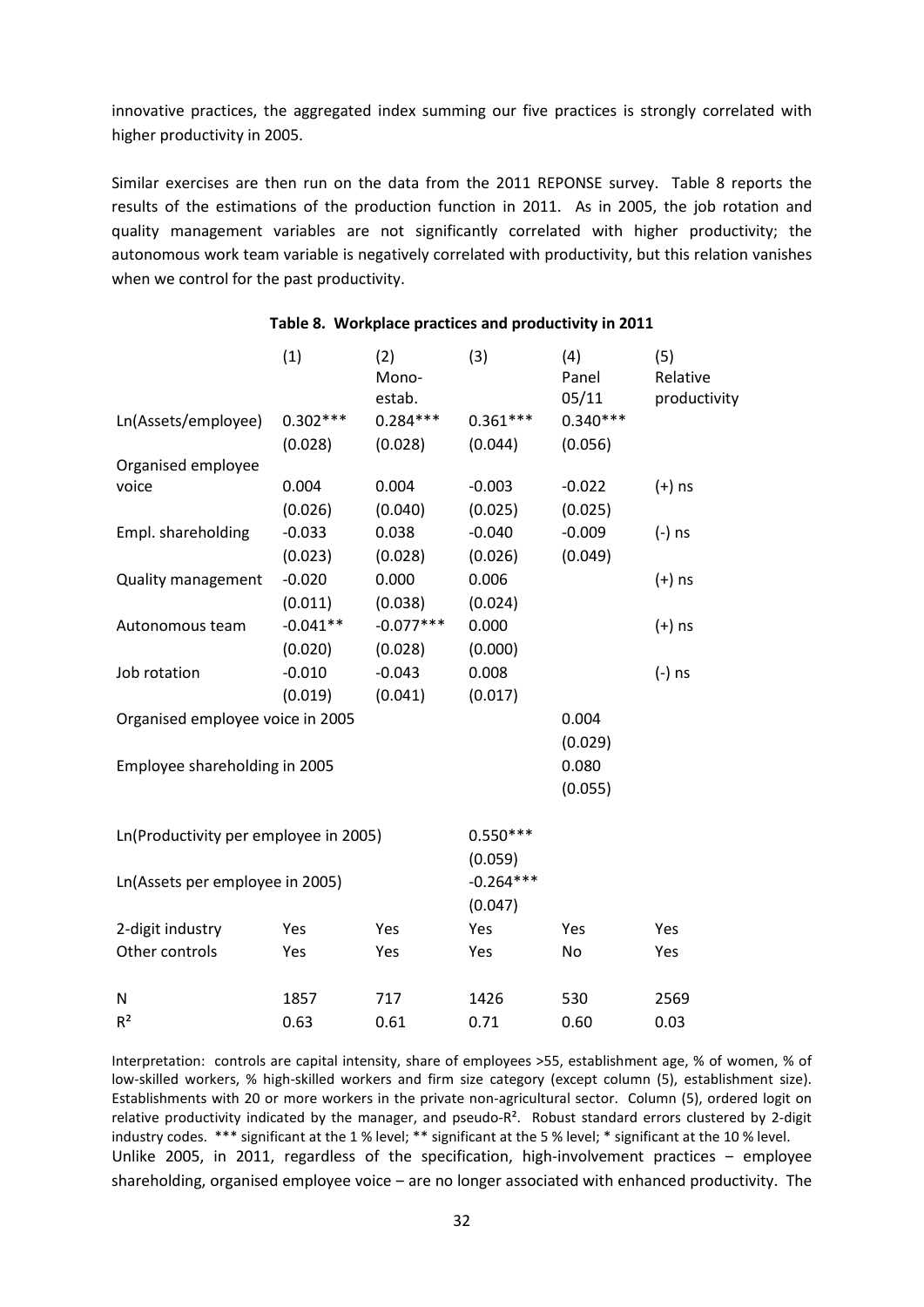innovative practices, the aggregated index summing our five practices is strongly correlated with higher productivity in 2005.

Similar exercises are then run on the data from the 2011 REPONSE survey. Table 8 reports the results of the estimations of the production function in 2011. As in 2005, the job rotation and quality management variables are not significantly correlated with higher productivity; the autonomous work team variable is negatively correlated with productivity, but this relation vanishes when we control for the past productivity.

**Table 8. Workplace practices and productivity in 2011**

| | (1) | (2) Mono-estab. | (3) | (4) Panel 05/11 | (5) Relative productivity |
|---|---|---|---|---|---|
| Ln(Assets/employee) | 0.302*** | 0.284*** | 0.361*** | 0.340*** | |
| | (0.028) | (0.028) | (0.044) | (0.056) | |
| Organised employee voice | 0.004 | 0.004 | -0.003 | -0.022 | (+) ns |
| | (0.026) | (0.040) | (0.025) | (0.025) | |
| Empl. shareholding | -0.033 | 0.038 | -0.040 | -0.009 | (-) ns |
| | (0.023) | (0.028) | (0.026) | (0.049) | |
| Quality management | -0.020 | 0.000 | 0.006 | | (+) ns |
| | (0.011) | (0.038) | (0.024) | | |
| Autonomous team | -0.041** | -0.077*** | 0.000 | | (+) ns |
| | (0.020) | (0.028) | (0.000) | | |
| Job rotation | -0.010 | -0.043 | 0.008 | | (-) ns |
| | (0.019) | (0.041) | (0.017) | | |
| Organised employee voice in 2005 | | | | 0.004 | |
| | | | | (0.029) | |
| Employee shareholding in 2005 | | | | 0.080 | |
| | | | | (0.055) | |
| Ln(Productivity per employee in 2005) | | | 0.550*** | | |
| | | | (0.059) | | |
| Ln(Assets per employee in 2005) | | | -0.264*** | | |
| | | | (0.047) | | |
| 2-digit industry | Yes | Yes | Yes | Yes | Yes |
| Other controls | Yes | Yes | Yes | No | Yes |
| N | 1857 | 717 | 1426 | 530 | 2569 |
| $R^2$ | 0.63 | 0.61 | 0.71 | 0.60 | 0.03 |

Interpretation: controls are capital intensity, share of employees >55, establishment age, % of women, % of low-skilled workers, % high-skilled workers and firm size category (except column (5), establishment size). Establishments with 20 or more workers in the private non-agricultural sector. Column (5), ordered logit on relative productivity indicated by the manager, and pseudo-$R^2$. Robust standard errors clustered by 2-digit industry codes. *** significant at the 1 % level; ** significant at the 5 % level; * significant at the 10 % level.

Unlike 2005, in 2011, regardless of the specification, high-involvement practices – employee shareholding, organised employee voice – are no longer associated with enhanced productivity. The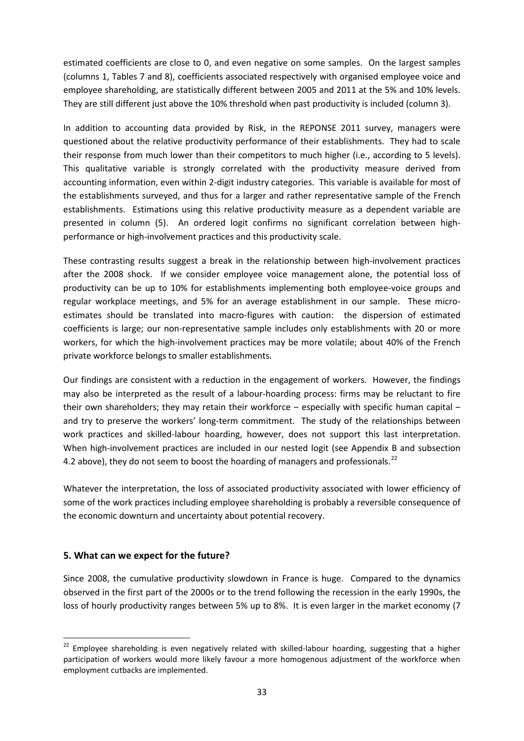estimated coefficients are close to 0, and even negative on some samples. On the largest samples (columns 1, Tables 7 and 8), coefficients associated respectively with organised employee voice and employee shareholding, are statistically different between 2005 and 2011 at the 5% and 10% levels. They are still different just above the 10% threshold when past productivity is included (column 3).

In addition to accounting data provided by Risk, in the REPONSE 2011 survey, managers were questioned about the relative productivity performance of their establishments. They had to scale their response from much lower than their competitors to much higher (i.e., according to 5 levels). This qualitative variable is strongly correlated with the productivity measure derived from accounting information, even within 2-digit industry categories. This variable is available for most of the establishments surveyed, and thus for a larger and rather representative sample of the French establishments. Estimations using this relative productivity measure as a dependent variable are presented in column (5). An ordered logit confirms no significant correlation between high-performance or high-involvement practices and this productivity scale.

These contrasting results suggest a break in the relationship between high-involvement practices after the 2008 shock. If we consider employee voice management alone, the potential loss of productivity can be up to 10% for establishments implementing both employee-voice groups and regular workplace meetings, and 5% for an average establishment in our sample. These micro-estimates should be translated into macro-figures with caution: the dispersion of estimated coefficients is large; our non-representative sample includes only establishments with 20 or more workers, for which the high-involvement practices may be more volatile; about 40% of the French private workforce belongs to smaller establishments.

Our findings are consistent with a reduction in the engagement of workers. However, the findings may also be interpreted as the result of a labour-hoarding process: firms may be reluctant to fire their own shareholders; they may retain their workforce – especially with specific human capital – and try to preserve the workers' long-term commitment. The study of the relationships between work practices and skilled-labour hoarding, however, does not support this last interpretation. When high-involvement practices are included in our nested logit (see Appendix B and subsection 4.2 above), they do not seem to boost the hoarding of managers and professionals.[22]

Whatever the interpretation, the loss of associated productivity associated with lower efficiency of some of the work practices including employee shareholding is probably a reversible consequence of the economic downturn and uncertainty about potential recovery.

## 5. What can we expect for the future?

Since 2008, the cumulative productivity slowdown in France is huge. Compared to the dynamics observed in the first part of the 2000s or to the trend following the recession in the early 1990s, the loss of hourly productivity ranges between 5% up to 8%. It is even larger in the market economy (7

[22] Employee shareholding is even negatively related with skilled-labour hoarding, suggesting that a higher participation of workers would more likely favour a more homogenous adjustment of the workforce when employment cutbacks are implemented.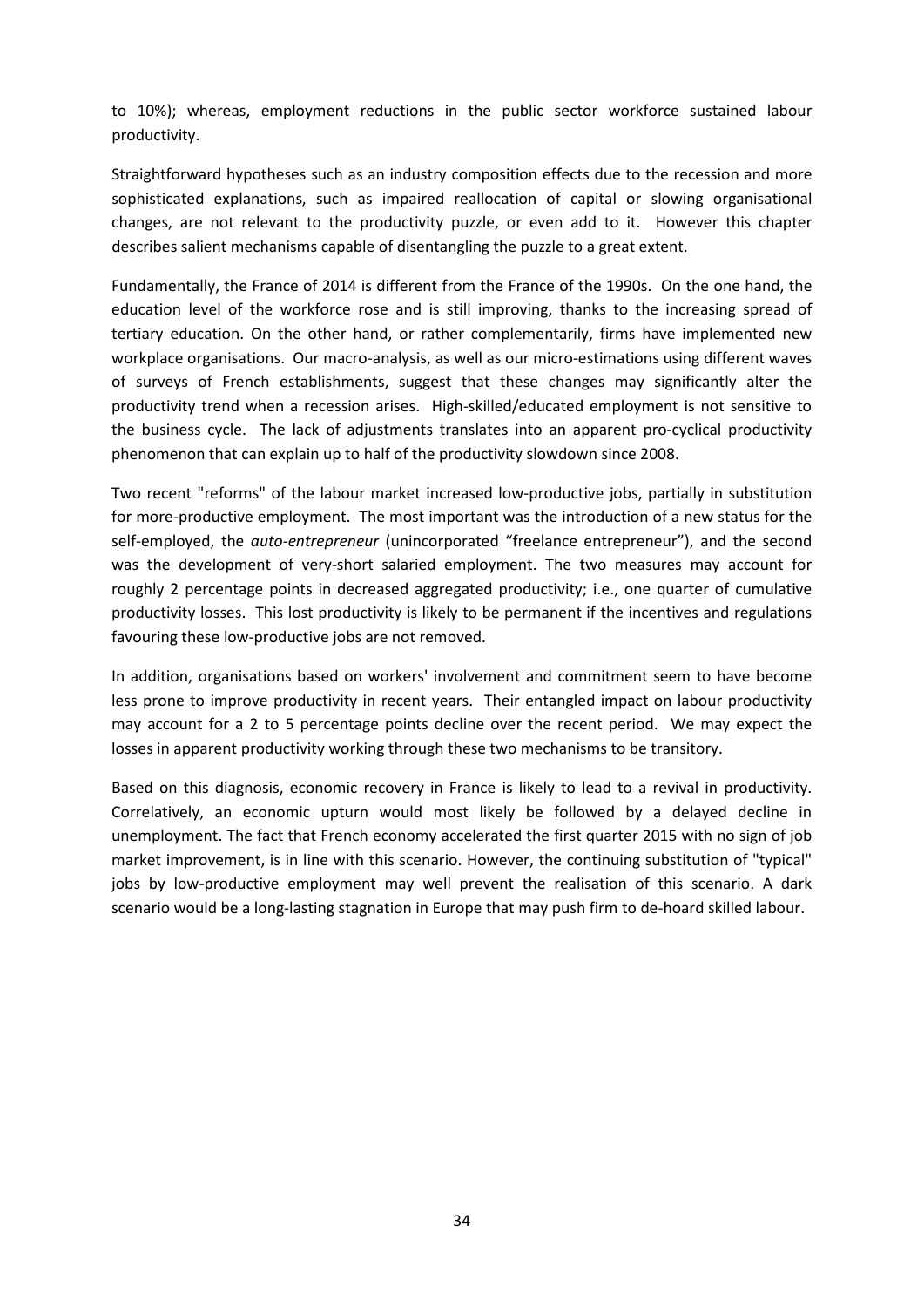to 10%); whereas, employment reductions in the public sector workforce sustained labour productivity.

Straightforward hypotheses such as an industry composition effects due to the recession and more sophisticated explanations, such as impaired reallocation of capital or slowing organisational changes, are not relevant to the productivity puzzle, or even add to it. However this chapter describes salient mechanisms capable of disentangling the puzzle to a great extent.

Fundamentally, the France of 2014 is different from the France of the 1990s. On the one hand, the education level of the workforce rose and is still improving, thanks to the increasing spread of tertiary education. On the other hand, or rather complementarily, firms have implemented new workplace organisations. Our macro-analysis, as well as our micro-estimations using different waves of surveys of French establishments, suggest that these changes may significantly alter the productivity trend when a recession arises. High-skilled/educated employment is not sensitive to the business cycle. The lack of adjustments translates into an apparent pro-cyclical productivity phenomenon that can explain up to half of the productivity slowdown since 2008.

Two recent "reforms" of the labour market increased low-productive jobs, partially in substitution for more-productive employment. The most important was the introduction of a new status for the self-employed, the *auto-entrepreneur* (unincorporated "freelance entrepreneur"), and the second was the development of very-short salaried employment. The two measures may account for roughly 2 percentage points in decreased aggregated productivity; i.e., one quarter of cumulative productivity losses. This lost productivity is likely to be permanent if the incentives and regulations favouring these low-productive jobs are not removed.

In addition, organisations based on workers' involvement and commitment seem to have become less prone to improve productivity in recent years. Their entangled impact on labour productivity may account for a 2 to 5 percentage points decline over the recent period. We may expect the losses in apparent productivity working through these two mechanisms to be transitory.

Based on this diagnosis, economic recovery in France is likely to lead to a revival in productivity. Correlatively, an economic upturn would most likely be followed by a delayed decline in unemployment. The fact that French economy accelerated the first quarter 2015 with no sign of job market improvement, is in line with this scenario. However, the continuing substitution of "typical" jobs by low-productive employment may well prevent the realisation of this scenario. A dark scenario would be a long-lasting stagnation in Europe that may push firm to de-hoard skilled labour.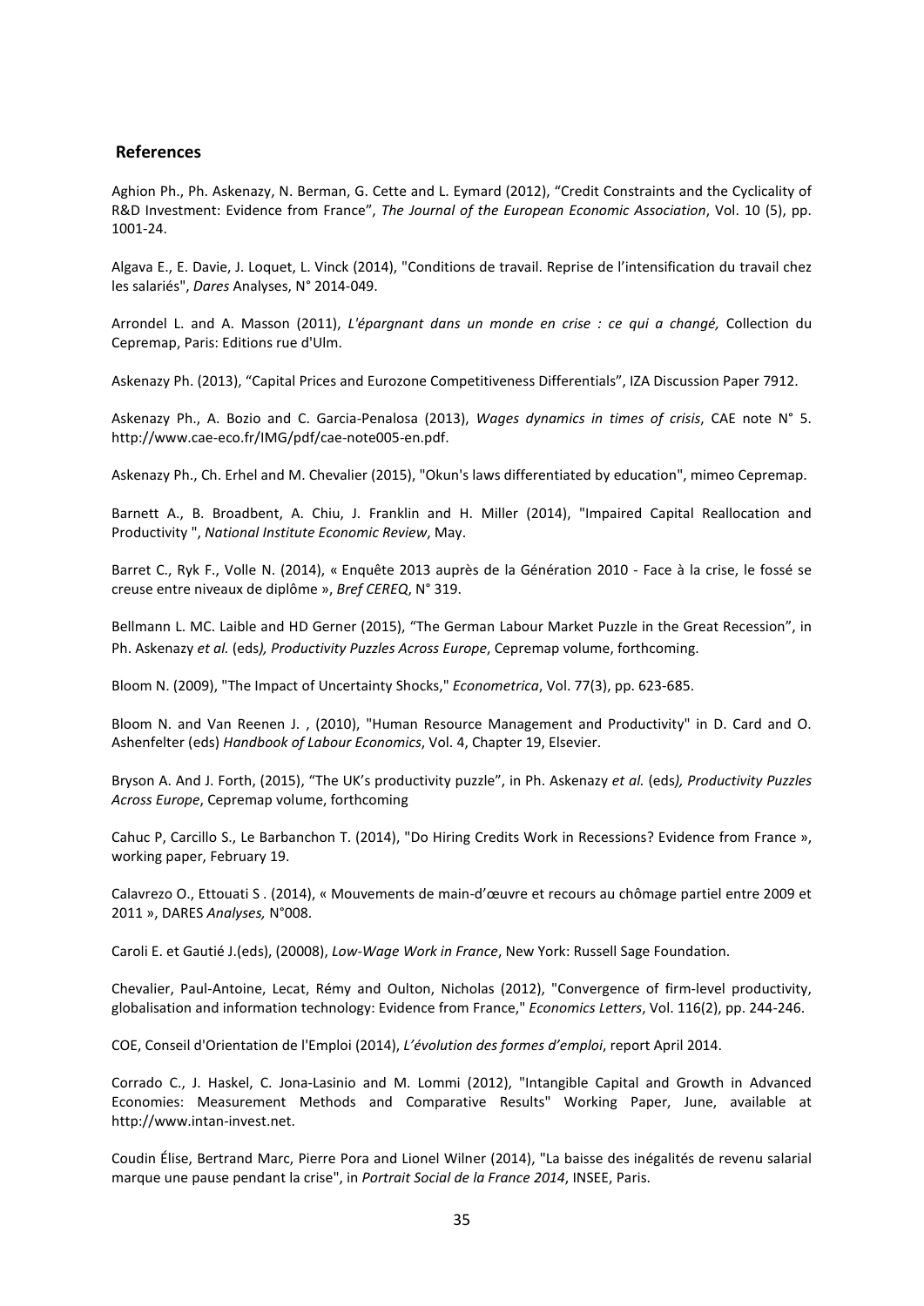## References

Aghion Ph., Ph. Askenazy, N. Berman, G. Cette and L. Eymard (2012), “Credit Constraints and the Cyclicality of R&D Investment: Evidence from France”, *The Journal of the European Economic Association*, Vol. 10 (5), pp. 1001-24.

Algava E., E. Davie, J. Loquet, L. Vinck (2014), "Conditions de travail. Reprise de l’intensification du travail chez les salariés", *Dares* Analyses, N° 2014-049.

Arrondel L. and A. Masson (2011), *L'épargnant dans un monde en crise : ce qui a changé,* Collection du Cepremap, Paris: Editions rue d'Ulm.

Askenazy Ph. (2013), “Capital Prices and Eurozone Competitiveness Differentials”, IZA Discussion Paper 7912.

Askenazy Ph., A. Bozio and C. Garcia-Penalosa (2013), *Wages dynamics in times of crisis*, CAE note N° 5. http://www.cae-eco.fr/IMG/pdf/cae-note005-en.pdf.

Askenazy Ph., Ch. Erhel and M. Chevalier (2015), "Okun's laws differentiated by education", mimeo Cepremap.

Barnett A., B. Broadbent, A. Chiu, J. Franklin and H. Miller (2014), "Impaired Capital Reallocation and Productivity ", *National Institute Economic Review*, May.

Barret C., Ryk F., Volle N. (2014), « Enquête 2013 auprès de la Génération 2010 - Face à la crise, le fossé se creuse entre niveaux de diplôme », *Bref CEREQ*, N° 319.

Bellmann L. MC. Laible and HD Gerner (2015), “The German Labour Market Puzzle in the Great Recession”, in Ph. Askenazy *et al.* (eds*), Productivity Puzzles Across Europe*, Cepremap volume, forthcoming.

Bloom N. (2009), "The Impact of Uncertainty Shocks," *Econometrica*, Vol. 77(3), pp. 623-685.

Bloom N. and Van Reenen J. , (2010), "Human Resource Management and Productivity" in D. Card and O. Ashenfelter (eds) *Handbook of Labour Economics*, Vol. 4, Chapter 19, Elsevier.

Bryson A. And J. Forth, (2015), “The UK’s productivity puzzle”, in Ph. Askenazy *et al.* (eds*), Productivity Puzzles Across Europe*, Cepremap volume, forthcoming

Cahuc P, Carcillo S., Le Barbanchon T. (2014), "Do Hiring Credits Work in Recessions? Evidence from France », working paper, February 19.

Calavrezo O., Ettouati S . (2014), « Mouvements de main-d’œuvre et recours au chômage partiel entre 2009 et 2011 », DARES *Analyses,* N°008.

Caroli E. et Gautié J.(eds), (20008), *Low-Wage Work in France*, New York: Russell Sage Foundation.

Chevalier, Paul-Antoine, Lecat, Rémy and Oulton, Nicholas (2012), "Convergence of firm-level productivity, globalisation and information technology: Evidence from France," *Economics Letters*, Vol. 116(2), pp. 244-246.

COE, Conseil d'Orientation de l'Emploi (2014), *L’évolution des formes d’emploi*, report April 2014.

Corrado C., J. Haskel, C. Jona-Lasinio and M. Lommi (2012), "Intangible Capital and Growth in Advanced Economies: Measurement Methods and Comparative Results" Working Paper, June, available at http://www.intan-invest.net.

Coudin Élise, Bertrand Marc, Pierre Pora and Lionel Wilner (2014), "La baisse des inégalités de revenu salarial marque une pause pendant la crise", in *Portrait Social de la France 2014*, INSEE, Paris.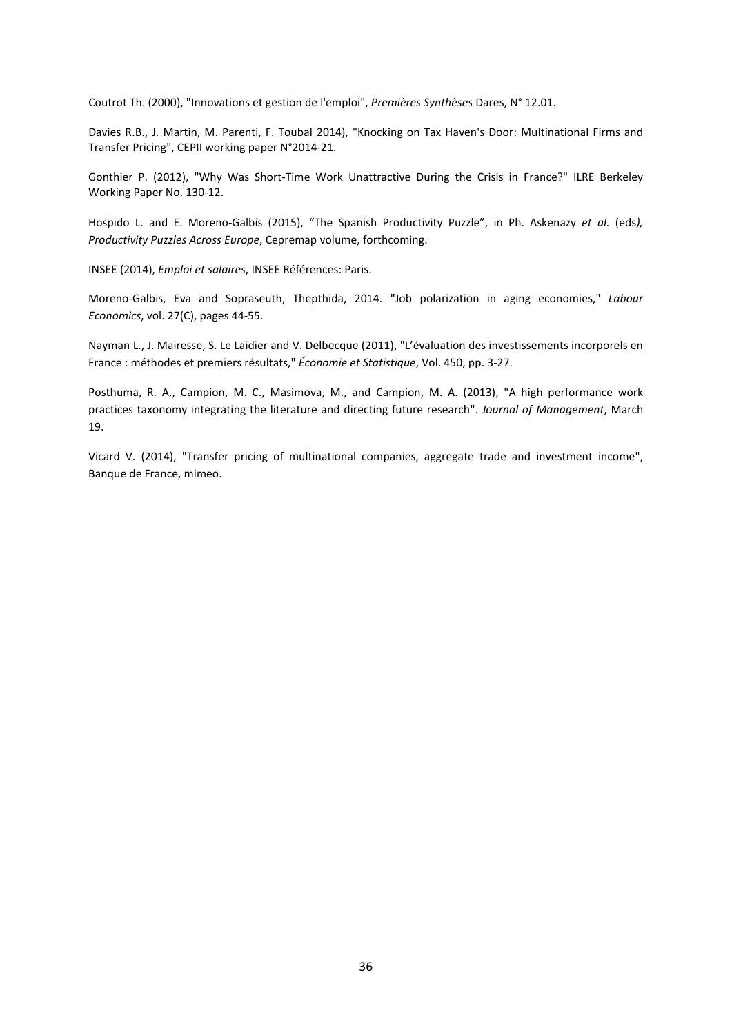Coutrot Th. (2000), "Innovations et gestion de l'emploi", *Premières Synthèses* Dares, N° 12.01.

Davies R.B., J. Martin, M. Parenti, F. Toubal 2014), "Knocking on Tax Haven's Door: Multinational Firms and Transfer Pricing", CEPII working paper N°2014-21.

Gonthier P. (2012), "Why Was Short-Time Work Unattractive During the Crisis in France?" ILRE Berkeley Working Paper No. 130-12.

Hospido L. and E. Moreno-Galbis (2015), “The Spanish Productivity Puzzle”, in Ph. Askenazy *et al.* (eds*), Productivity Puzzles Across Europe*, Cepremap volume, forthcoming.

INSEE (2014), *Emploi et salaires*, INSEE Références: Paris.

Moreno-Galbis, Eva and Sopraseuth, Thepthida, 2014. "Job polarization in aging economies," *Labour Economics*, vol. 27(C), pages 44-55.

Nayman L., J. Mairesse, S. Le Laidier and V. Delbecque (2011), "L’évaluation des investissements incorporels en France : méthodes et premiers résultats," *Économie et Statistique*, Vol. 450, pp. 3-27.

Posthuma, R. A., Campion, M. C., Masimova, M., and Campion, M. A. (2013), "A high performance work practices taxonomy integrating the literature and directing future research". *Journal of Management*, March 19.

Vicard V. (2014), "Transfer pricing of multinational companies, aggregate trade and investment income", Banque de France, mimeo.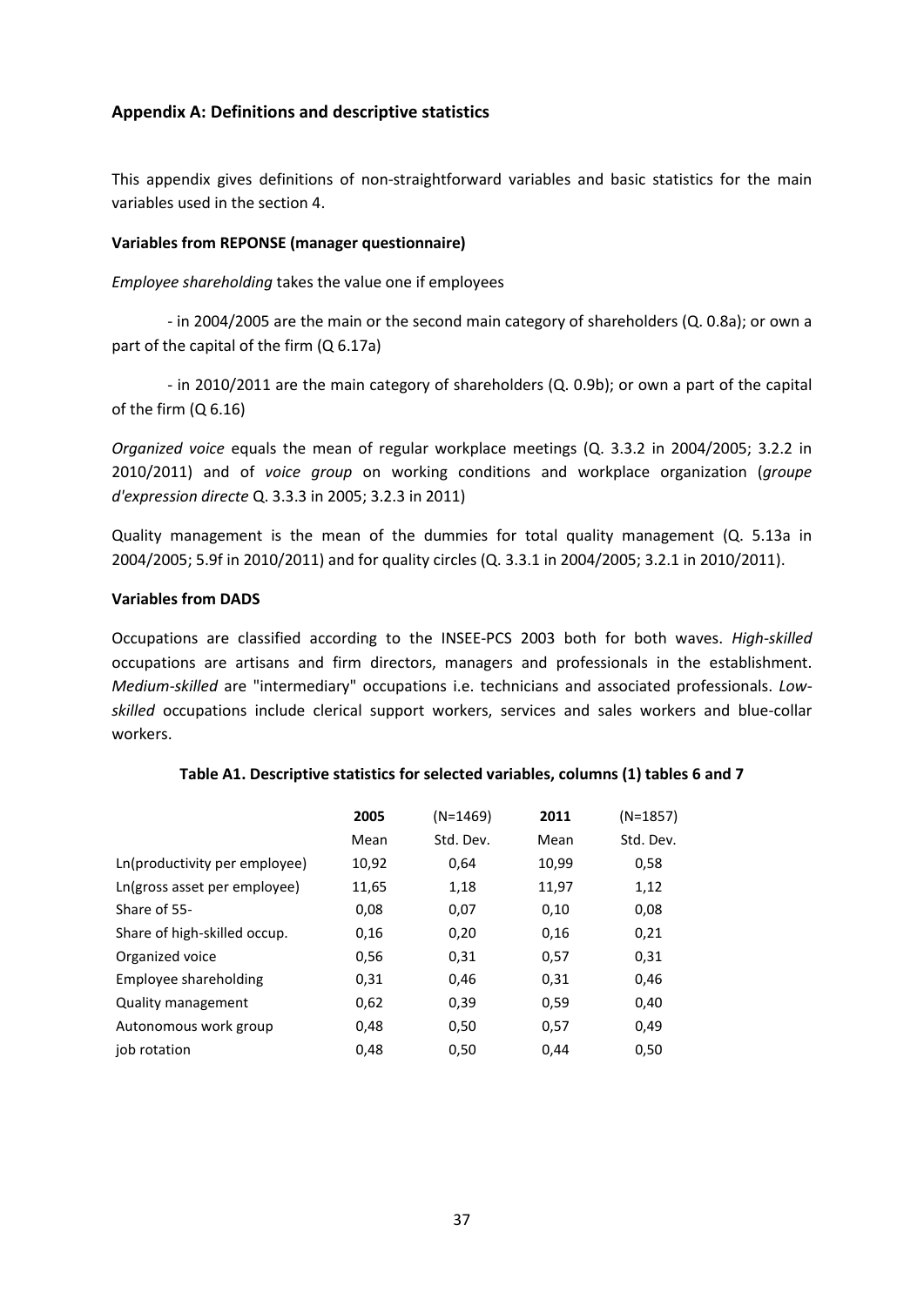## Appendix A: Definitions and descriptive statistics

This appendix gives definitions of non-straightforward variables and basic statistics for the main variables used in the section 4.

**Variables from REPONSE (manager questionnaire)**

*Employee shareholding* takes the value one if employees

- in 2004/2005 are the main or the second main category of shareholders (Q. 0.8a); or own a part of the capital of the firm (Q 6.17a)

- in 2010/2011 are the main category of shareholders (Q. 0.9b); or own a part of the capital of the firm (Q 6.16)

*Organized voice* equals the mean of regular workplace meetings (Q. 3.3.2 in 2004/2005; 3.2.2 in 2010/2011) and of *voice group* on working conditions and workplace organization (*groupe d'expression directe* Q. 3.3.3 in 2005; 3.2.3 in 2011)

Quality management is the mean of the dummies for total quality management (Q. 5.13a in 2004/2005; 5.9f in 2010/2011) and for quality circles (Q. 3.3.1 in 2004/2005; 3.2.1 in 2010/2011).

**Variables from DADS**

Occupations are classified according to the INSEE-PCS 2003 both for both waves. *High-skilled* occupations are artisans and firm directors, managers and professionals in the establishment. *Medium-skilled* are "intermediary" occupations i.e. technicians and associated professionals. *Low-skilled* occupations include clerical support workers, services and sales workers and blue-collar workers.

**Table A1. Descriptive statistics for selected variables, columns (1) tables 6 and 7**

| | **2005** | (N=1469) | **2011** | (N=1857) |
|---|---|---|---|---|
| | Mean | Std. Dev. | Mean | Std. Dev. |
| Ln(productivity per employee) | 10,92 | 0,64 | 10,99 | 0,58 |
| Ln(gross asset per employee) | 11,65 | 1,18 | 11,97 | 1,12 |
| Share of 55- | 0,08 | 0,07 | 0,10 | 0,08 |
| Share of high-skilled occup. | 0,16 | 0,20 | 0,16 | 0,21 |
| Organized voice | 0,56 | 0,31 | 0,57 | 0,31 |
| Employee shareholding | 0,31 | 0,46 | 0,31 | 0,46 |
| Quality management | 0,62 | 0,39 | 0,59 | 0,40 |
| Autonomous work group | 0,48 | 0,50 | 0,57 | 0,49 |
| job rotation | 0,48 | 0,50 | 0,44 | 0,50 |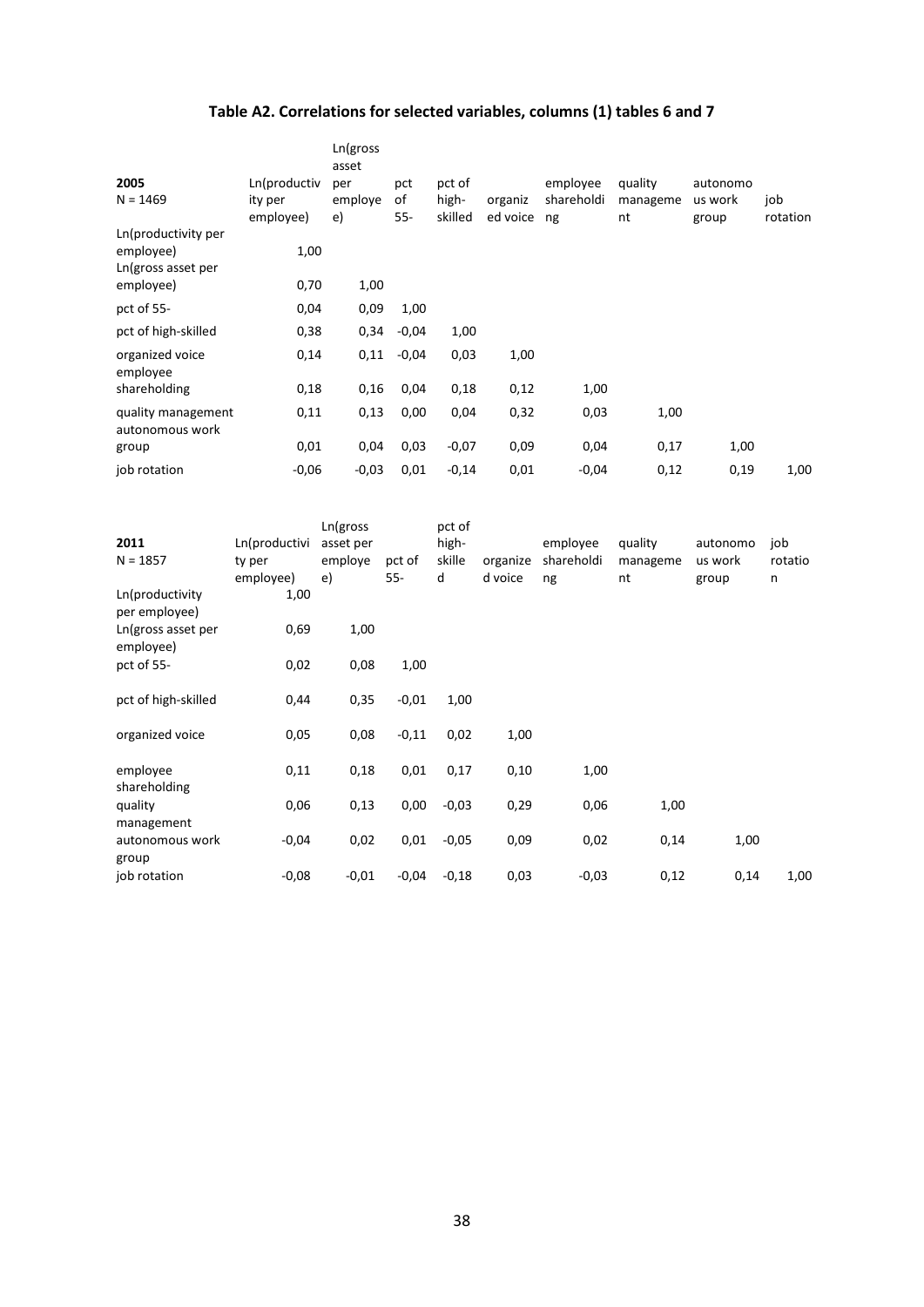## Table A2. Correlations for selected variables, columns (1) tables 6 and 7

| 2005<br>N = 1469 | Ln(productivity per employee) | Ln(gross asset per employee) | pct of 55- | pct of high-skilled | organized voice | employee shareholding | quality management | autonomous work group | job rotation |
|---|---|---|---|---|---|---|---|---|---|
| Ln(productivity per employee) | 1,00 | | | | | | | | |
| Ln(gross asset per employee) | 0,70 | 1,00 | | | | | | | |
| pct of 55- | 0,04 | 0,09 | 1,00 | | | | | | |
| pct of high-skilled | 0,38 | 0,34 | -0,04 | 1,00 | | | | | |
| organized voice | 0,14 | 0,11 | -0,04 | 0,03 | 1,00 | | | | |
| employee shareholding | 0,18 | 0,16 | 0,04 | 0,18 | 0,12 | 1,00 | | | |
| quality management | 0,11 | 0,13 | 0,00 | 0,04 | 0,32 | 0,03 | 1,00 | | |
| autonomous work group | 0,01 | 0,04 | 0,03 | -0,07 | 0,09 | 0,04 | 0,17 | 1,00 | |
| job rotation | -0,06 | -0,03 | 0,01 | -0,14 | 0,01 | -0,04 | 0,12 | 0,19 | 1,00 |

| 2011<br>N = 1857 | Ln(productivity per employee) | Ln(gross asset per employee) | pct of 55- | pct of high-skilled | organized voice | employee shareholding | quality management | autonomous work group | job rotation |
|---|---|---|---|---|---|---|---|---|---|
| Ln(productivity per employee) | 1,00 | | | | | | | | |
| Ln(gross asset per employee) | 0,69 | 1,00 | | | | | | | |
| pct of 55- | 0,02 | 0,08 | 1,00 | | | | | | |
| pct of high-skilled | 0,44 | 0,35 | -0,01 | 1,00 | | | | | |
| organized voice | 0,05 | 0,08 | -0,11 | 0,02 | 1,00 | | | | |
| employee shareholding | 0,11 | 0,18 | 0,01 | 0,17 | 0,10 | 1,00 | | | |
| quality management | 0,06 | 0,13 | 0,00 | -0,03 | 0,29 | 0,06 | 1,00 | | |
| autonomous work group | -0,04 | 0,02 | 0,01 | -0,05 | 0,09 | 0,02 | 0,14 | 1,00 | |
| job rotation | -0,08 | -0,01 | -0,04 | -0,18 | 0,03 | -0,03 | 0,12 | 0,14 | 1,00 |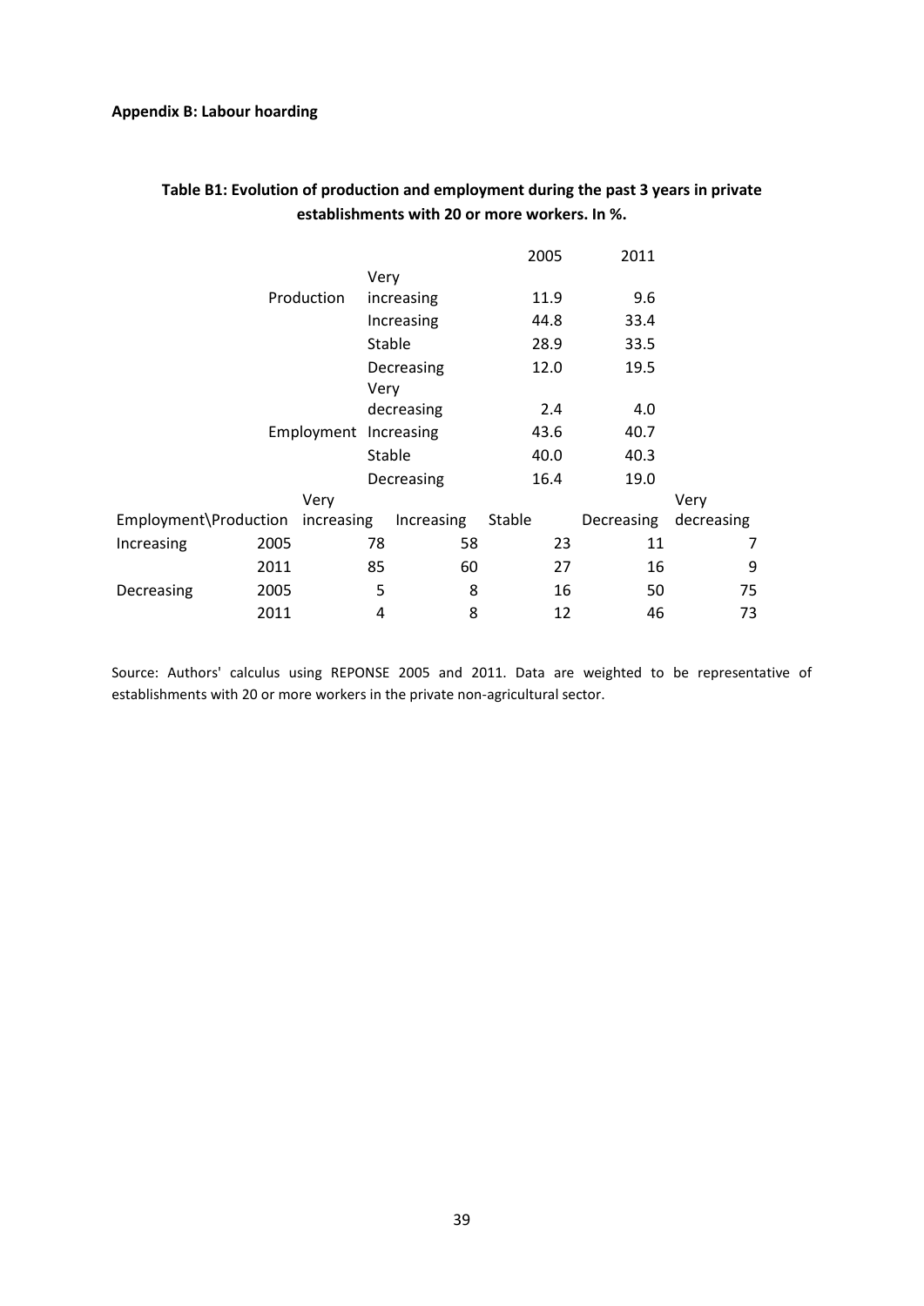**Appendix B: Labour hoarding**

**Table B1: Evolution of production and employment during the past 3 years in private establishments with 20 or more workers. In %.**

| | | 2005 | 2011 |
|---|---|---|---|
| Production | Very increasing | 11.9 | 9.6 |
| | Increasing | 44.8 | 33.4 |
| | Stable | 28.9 | 33.5 |
| | Decreasing | 12.0 | 19.5 |
| | Very decreasing | 2.4 | 4.0 |
| Employment | Increasing | 43.6 | 40.7 |
| | Stable | 40.0 | 40.3 |
| | Decreasing | 16.4 | 19.0 |

| Employment\Production | | Very increasing | Increasing | Stable | Decreasing | Very decreasing |
|---|---|---|---|---|---|---|
| Increasing | 2005 | 78 | 58 | 23 | 11 | 7 |
| | 2011 | 85 | 60 | 27 | 16 | 9 |
| Decreasing | 2005 | 5 | 8 | 16 | 50 | 75 |
| | 2011 | 4 | 8 | 12 | 46 | 73 |

Source: Authors' calculus using REPONSE 2005 and 2011. Data are weighted to be representative of establishments with 20 or more workers in the private non-agricultural sector.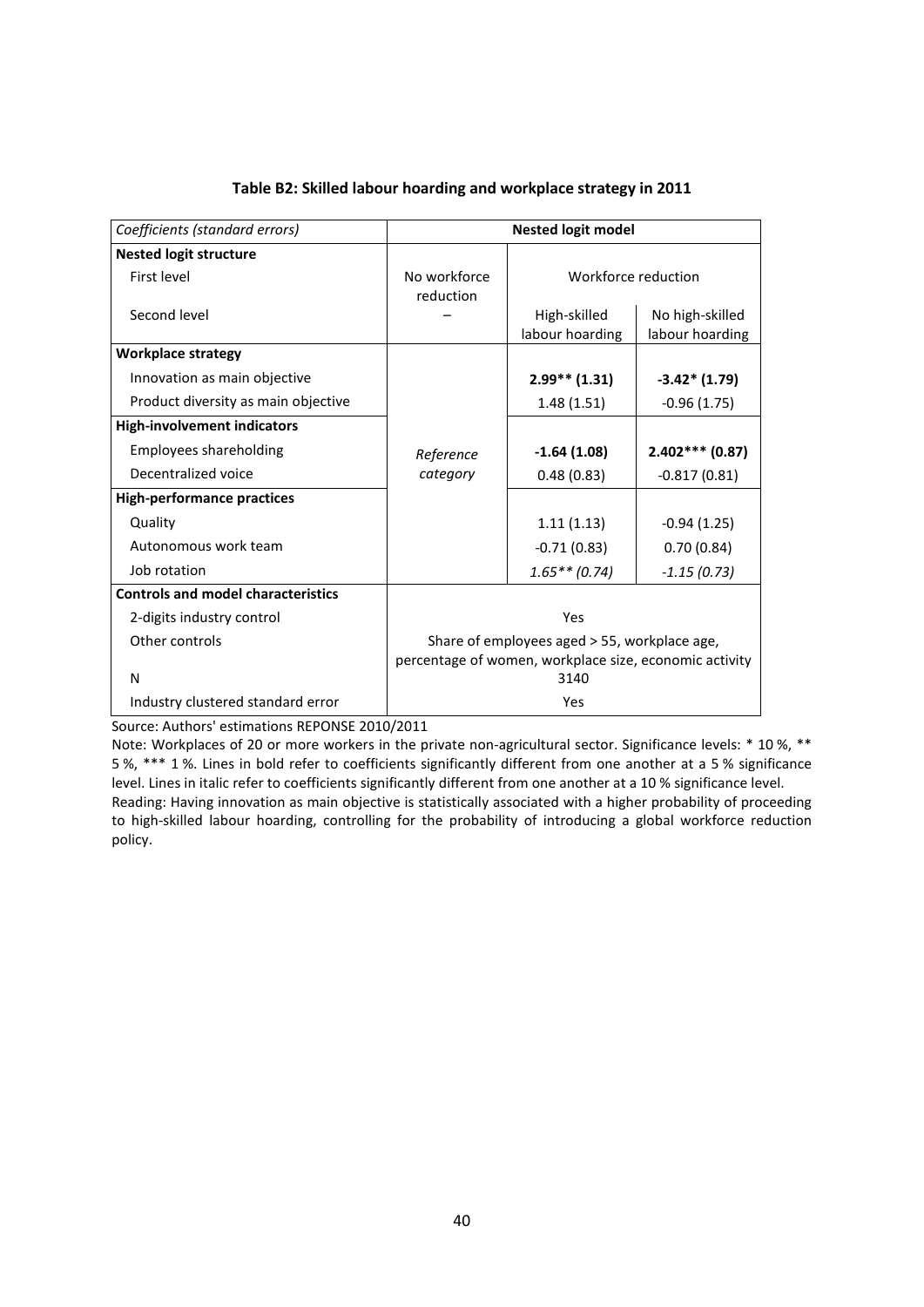**Table B2: Skilled labour hoarding and workplace strategy in 2011**

| *Coefficients (standard errors)* | **Nested logit model** | | |
|---|---|---|---|
| **Nested logit structure** | | | |
| First level | No workforce reduction | Workforce reduction | |
| Second level | – | High-skilled labour hoarding | No high-skilled labour hoarding |
| **Workplace strategy** | *Reference category* | | |
| Innovation as main objective | | **2.99\*\* (1.31)** | **-3.42\* (1.79)** |
| Product diversity as main objective | | 1.48 (1.51) | -0.96 (1.75) |
| **High-involvement indicators** | | | |
| Employees shareholding | | **-1.64 (1.08)** | **2.402\*\*\* (0.87)** |
| Decentralized voice | | 0.48 (0.83) | -0.817 (0.81) |
| **High-performance practices** | | | |
| Quality | | 1.11 (1.13) | -0.94 (1.25) |
| Autonomous work team | | -0.71 (0.83) | 0.70 (0.84) |
| Job rotation | | *1.65\*\* (0.74)* | *-1.15 (0.73)* |
| **Controls and model characteristics** | | | |
| 2-digits industry control | Yes | | |
| Other controls | Share of employees aged > 55, workplace age, percentage of women, workplace size, economic activity | | |
| N | 3140 | | |
| Industry clustered standard error | Yes | | |

Source: Authors' estimations REPONSE 2010/2011

Note: Workplaces of 20 or more workers in the private non-agricultural sector. Significance levels: * 10 %, ** 5 %, *** 1 %. Lines in bold refer to coefficients significantly different from one another at a 5 % significance level. Lines in italic refer to coefficients significantly different from one another at a 10 % significance level.

Reading: Having innovation as main objective is statistically associated with a higher probability of proceeding to high-skilled labour hoarding, controlling for the probability of introducing a global workforce reduction policy.